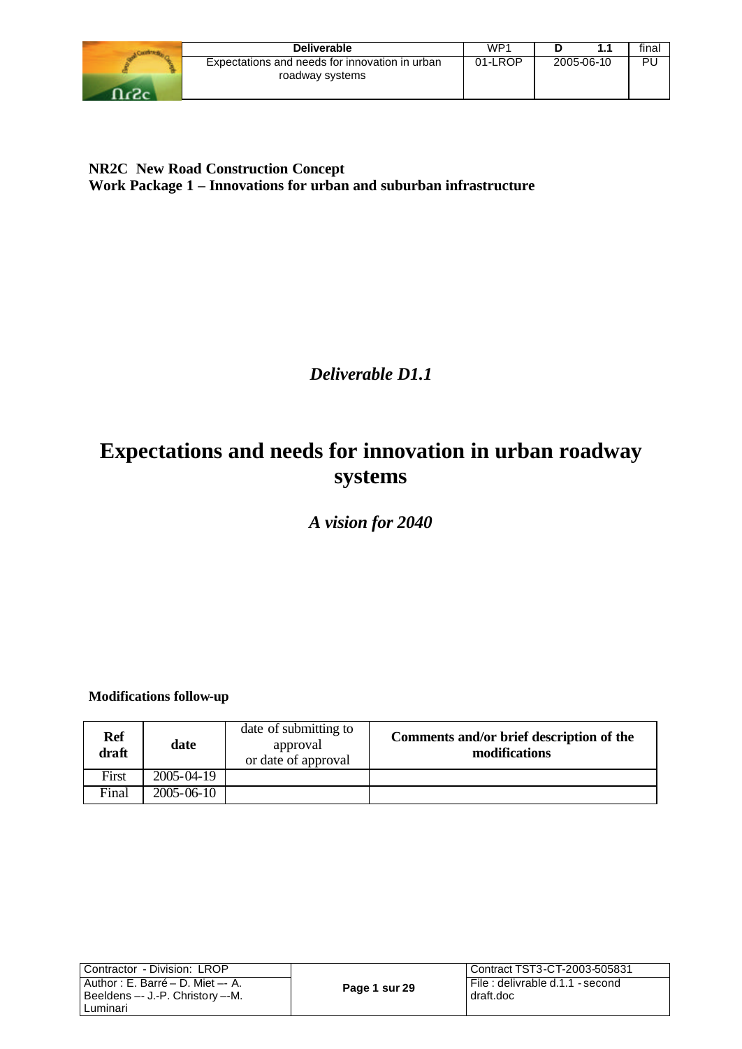**NR2C New Road Construction Concept**
**Work Package 1 – Innovations for urban and suburban infrastructure**

*Deliverable D1.1*

# Expectations and needs for innovation in urban roadway systems

*A vision for 2040*

**Modifications follow-up**

| Ref draft | date | date of submitting to approval or date of approval | Comments and/or brief description of the modifications |
|---|---|---|---|
| First | 2005-04-19 | | |
| Final | 2005-06-10 | | |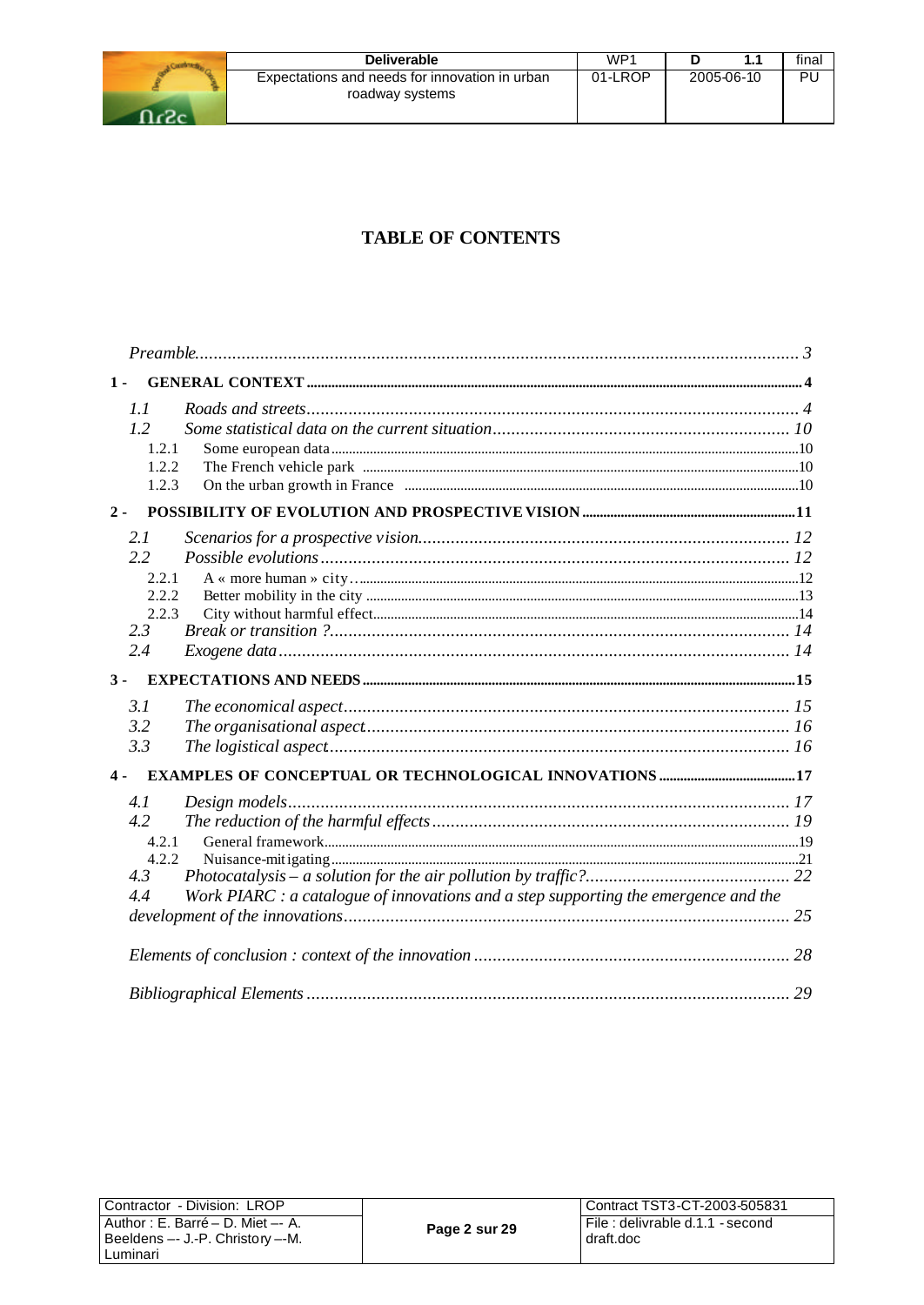# TABLE OF CONTENTS

*Preamble* ........ 3

**1 - GENERAL CONTEXT** ........ 4

- *1.1 Roads and streets* ........ 4
- *1.2 Some statistical data on the current situation* ........ 10
  - 1.2.1 Some european data ........ 10
  - 1.2.2 The French vehicle park ........ 10
  - 1.2.3 On the urban growth in France ........ 10

**2 - POSSIBILITY OF EVOLUTION AND PROSPECTIVE VISION** ........ 11

- *2.1 Scenarios for a prospective vision* ........ 12
- *2.2 Possible evolutions* ........ 12
  - 2.2.1 A « more human » city… ........ 12
  - 2.2.2 Better mobility in the city ........ 13
  - 2.2.3 City without harmful effect ........ 14
- *2.3 Break or transition ?* ........ 14
- *2.4 Exogene data* ........ 14

**3 - EXPECTATIONS AND NEEDS** ........ 15

- *3.1 The economical aspect* ........ 15
- *3.2 The organisational aspect* ........ 16
- *3.3 The logistical aspect* ........ 16

**4 - EXAMPLES OF CONCEPTUAL OR TECHNOLOGICAL INNOVATIONS** ........ 17

- *4.1 Design models* ........ 17
- *4.2 The reduction of the harmful effects* ........ 19
  - 4.2.1 General framework ........ 19
  - 4.2.2 Nuisance-mitigating ........ 21
- *4.3 Photocatalysis – a solution for the air pollution by traffic?* ........ 22
- *4.4 Work PIARC : a catalogue of innovations and a step supporting the emergence and the development of the innovations* ........ 25

*Elements of conclusion : context of the innovation* ........ 28

*Bibliographical Elements* ........ 29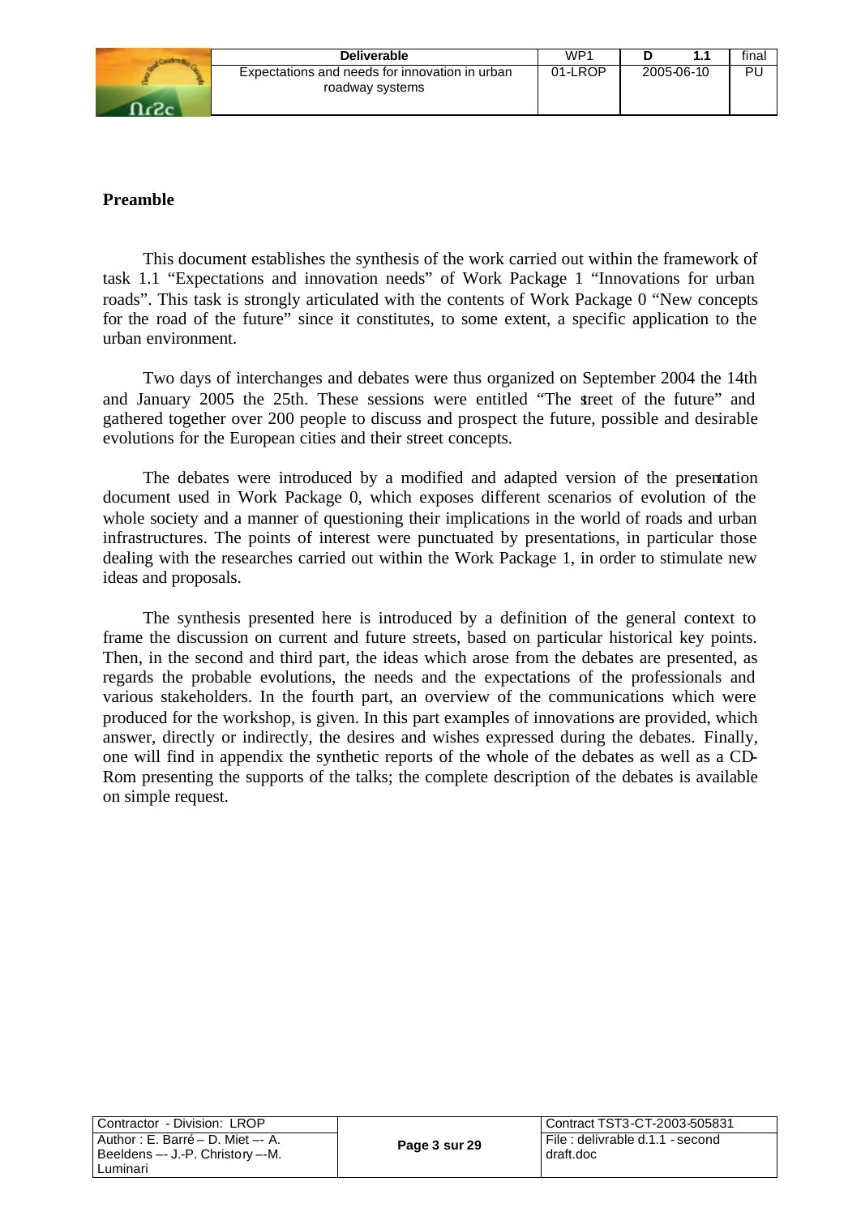## Preamble

This document establishes the synthesis of the work carried out within the framework of task 1.1 "Expectations and innovation needs" of Work Package 1 "Innovations for urban roads". This task is strongly articulated with the contents of Work Package 0 "New concepts for the road of the future" since it constitutes, to some extent, a specific application to the urban environment.

Two days of interchanges and debates were thus organized on September 2004 the 14th and January 2005 the 25th. These sessions were entitled "The street of the future" and gathered together over 200 people to discuss and prospect the future, possible and desirable evolutions for the European cities and their street concepts.

The debates were introduced by a modified and adapted version of the presentation document used in Work Package 0, which exposes different scenarios of evolution of the whole society and a manner of questioning their implications in the world of roads and urban infrastructures. The points of interest were punctuated by presentations, in particular those dealing with the researches carried out within the Work Package 1, in order to stimulate new ideas and proposals.

The synthesis presented here is introduced by a definition of the general context to frame the discussion on current and future streets, based on particular historical key points. Then, in the second and third part, the ideas which arose from the debates are presented, as regards the probable evolutions, the needs and the expectations of the professionals and various stakeholders. In the fourth part, an overview of the communications which were produced for the workshop, is given. In this part examples of innovations are provided, which answer, directly or indirectly, the desires and wishes expressed during the debates. Finally, one will find in appendix the synthetic reports of the whole of the debates as well as a CD-Rom presenting the supports of the talks; the complete description of the debates is available on simple request.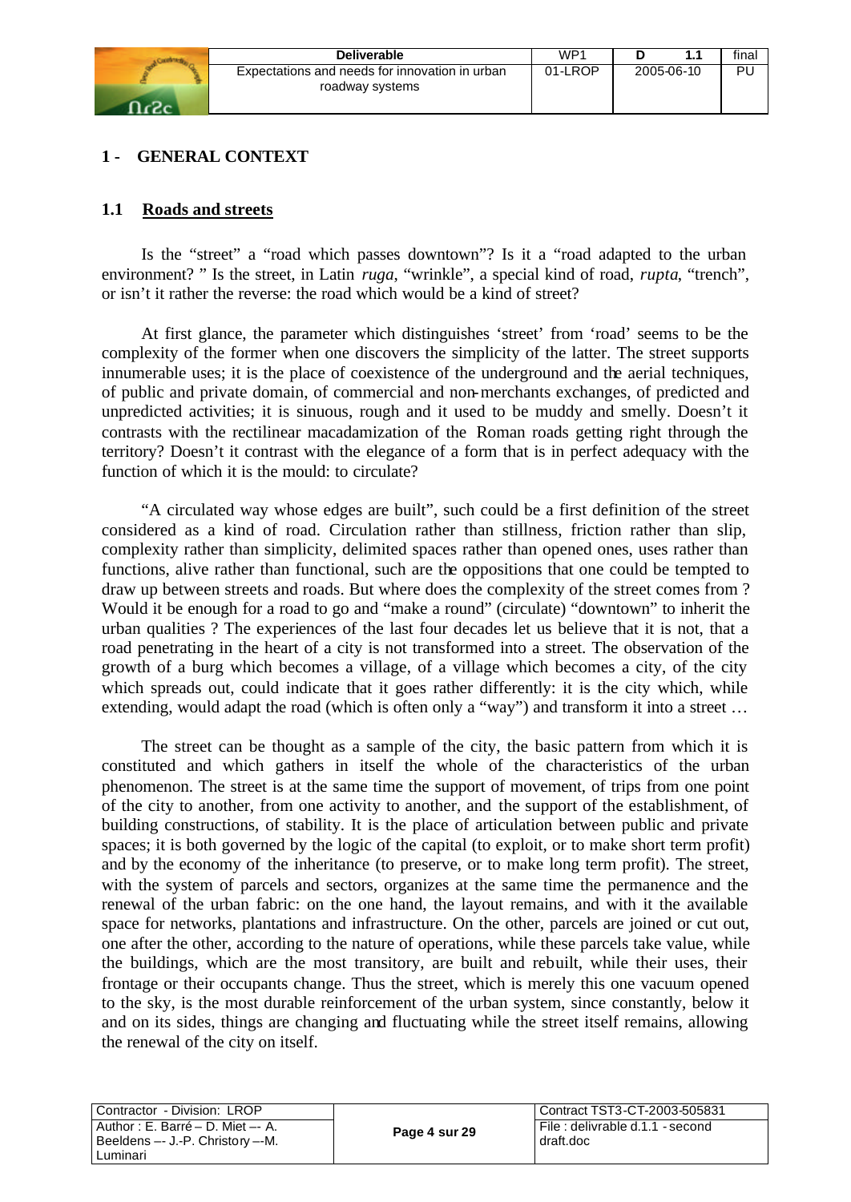## 1 - GENERAL CONTEXT

### 1.1 Roads and streets

Is the "street" a "road which passes downtown"? Is it a "road adapted to the urban environment? " Is the street, in Latin *ruga*, "wrinkle", a special kind of road, *rupta*, "trench", or isn't it rather the reverse: the road which would be a kind of street?

At first glance, the parameter which distinguishes 'street' from 'road' seems to be the complexity of the former when one discovers the simplicity of the latter. The street supports innumerable uses; it is the place of coexistence of the underground and the aerial techniques, of public and private domain, of commercial and non-merchants exchanges, of predicted and unpredicted activities; it is sinuous, rough and it used to be muddy and smelly. Doesn't it contrasts with the rectilinear macadamization of the Roman roads getting right through the territory? Doesn't it contrast with the elegance of a form that is in perfect adequacy with the function of which it is the mould: to circulate?

"A circulated way whose edges are built", such could be a first definition of the street considered as a kind of road. Circulation rather than stillness, friction rather than slip, complexity rather than simplicity, delimited spaces rather than opened ones, uses rather than functions, alive rather than functional, such are the oppositions that one could be tempted to draw up between streets and roads. But where does the complexity of the street comes from ? Would it be enough for a road to go and "make a round" (circulate) "downtown" to inherit the urban qualities ? The experiences of the last four decades let us believe that it is not, that a road penetrating in the heart of a city is not transformed into a street. The observation of the growth of a burg which becomes a village, of a village which becomes a city, of the city which spreads out, could indicate that it goes rather differently: it is the city which, while extending, would adapt the road (which is often only a "way") and transform it into a street …

The street can be thought as a sample of the city, the basic pattern from which it is constituted and which gathers in itself the whole of the characteristics of the urban phenomenon. The street is at the same time the support of movement, of trips from one point of the city to another, from one activity to another, and the support of the establishment, of building constructions, of stability. It is the place of articulation between public and private spaces; it is both governed by the logic of the capital (to exploit, or to make short term profit) and by the economy of the inheritance (to preserve, or to make long term profit). The street, with the system of parcels and sectors, organizes at the same time the permanence and the renewal of the urban fabric: on the one hand, the layout remains, and with it the available space for networks, plantations and infrastructure. On the other, parcels are joined or cut out, one after the other, according to the nature of operations, while these parcels take value, while the buildings, which are the most transitory, are built and rebuilt, while their uses, their frontage or their occupants change. Thus the street, which is merely this one vacuum opened to the sky, is the most durable reinforcement of the urban system, since constantly, below it and on its sides, things are changing and fluctuating while the street itself remains, allowing the renewal of the city on itself.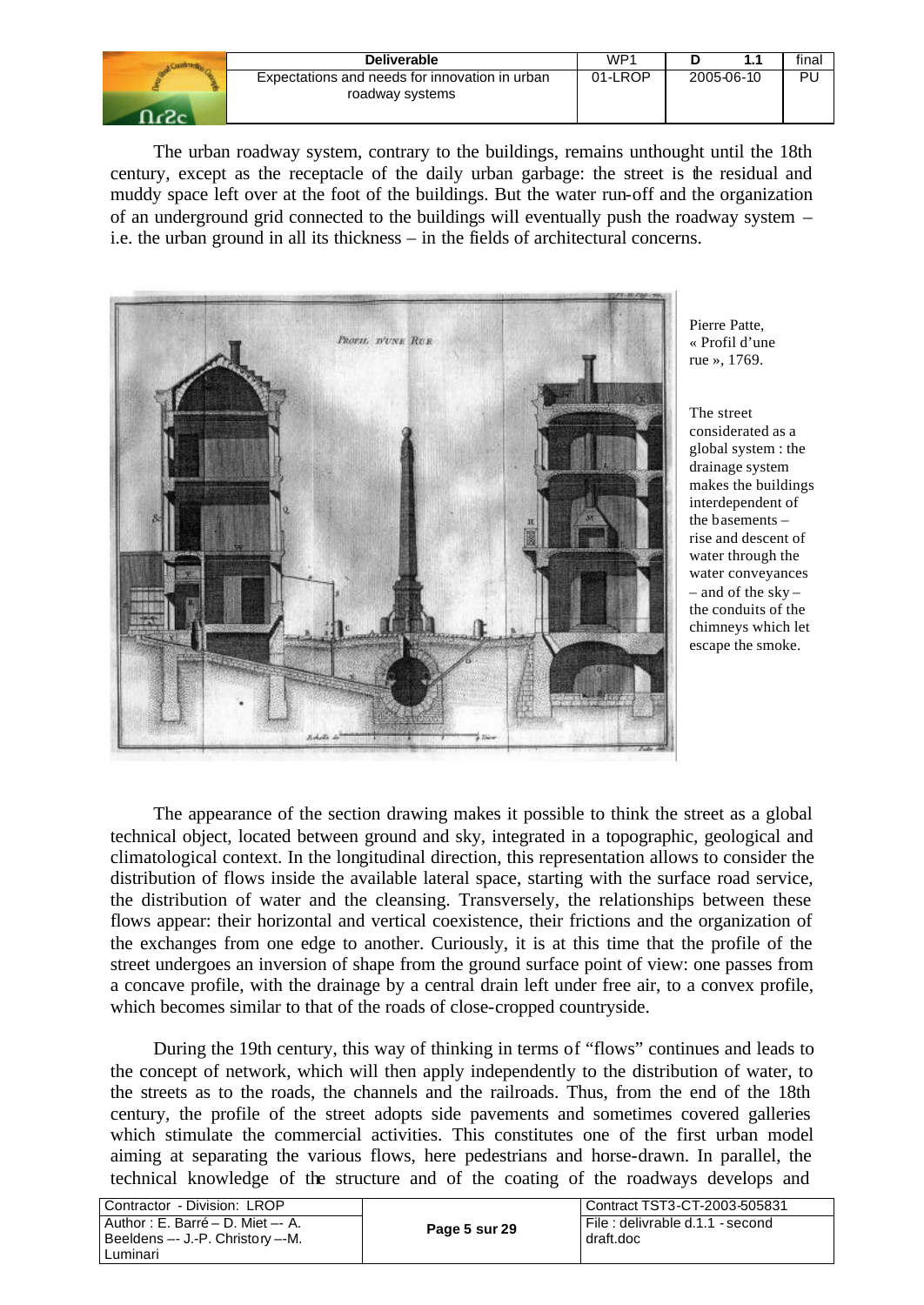The urban roadway system, contrary to the buildings, remains unthought until the 18th century, except as the receptacle of the daily urban garbage: the street is the residual and muddy space left over at the foot of the buildings. But the water run-off and the organization of an underground grid connected to the buildings will eventually push the roadway system – i.e. the urban ground in all its thickness – in the fields of architectural concerns.

Pierre Patte, « Profil d'une rue », 1769.

The street considerated as a global system : the drainage system makes the buildings interdependent of the basements – rise and descent of water through the water conveyances – and of the sky – the conduits of the chimneys which let escape the smoke.

The appearance of the section drawing makes it possible to think the street as a global technical object, located between ground and sky, integrated in a topographic, geological and climatological context. In the longitudinal direction, this representation allows to consider the distribution of flows inside the available lateral space, starting with the surface road service, the distribution of water and the cleansing. Transversely, the relationships between these flows appear: their horizontal and vertical coexistence, their frictions and the organization of the exchanges from one edge to another. Curiously, it is at this time that the profile of the street undergoes an inversion of shape from the ground surface point of view: one passes from a concave profile, with the drainage by a central drain left under free air, to a convex profile, which becomes similar to that of the roads of close-cropped countryside.

During the 19th century, this way of thinking in terms of "flows" continues and leads to the concept of network, which will then apply independently to the distribution of water, to the streets as to the roads, the channels and the railroads. Thus, from the end of the 18th century, the profile of the street adopts side pavements and sometimes covered galleries which stimulate the commercial activities. This constitutes one of the first urban model aiming at separating the various flows, here pedestrians and horse-drawn. In parallel, the technical knowledge of the structure and of the coating of the roadways develops and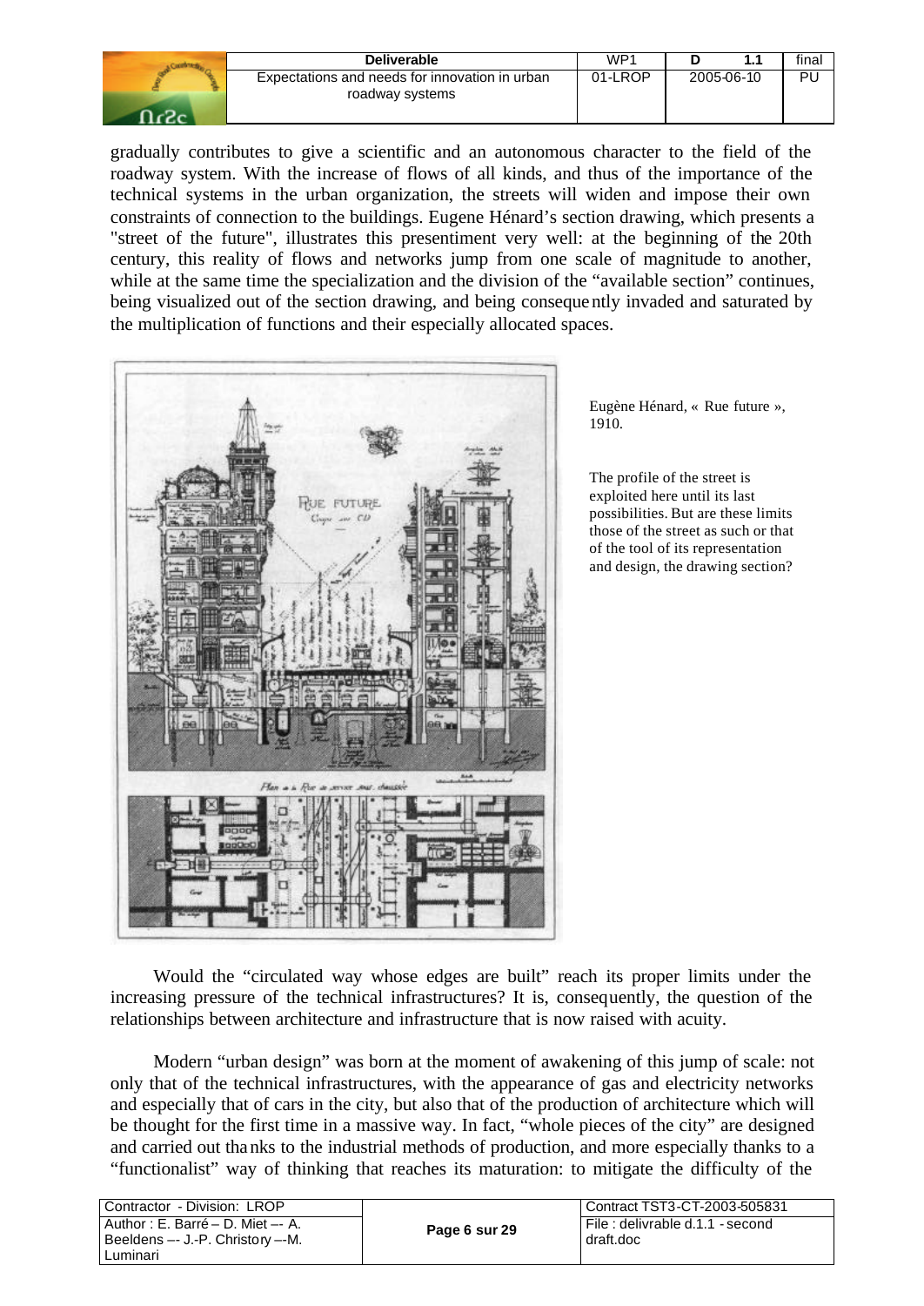gradually contributes to give a scientific and an autonomous character to the field of the roadway system. With the increase of flows of all kinds, and thus of the importance of the technical systems in the urban organization, the streets will widen and impose their own constraints of connection to the buildings. Eugene Hénard's section drawing, which presents a "street of the future", illustrates this presentiment very well: at the beginning of the 20th century, this reality of flows and networks jump from one scale of magnitude to another, while at the same time the specialization and the division of the "available section" continues, being visualized out of the section drawing, and being consequently invaded and saturated by the multiplication of functions and their especially allocated spaces.

Eugène Hénard, « Rue future », 1910.

The profile of the street is exploited here until its last possibilities. But are these limits those of the street as such or that of the tool of its representation and design, the drawing section?

Would the "circulated way whose edges are built" reach its proper limits under the increasing pressure of the technical infrastructures? It is, consequently, the question of the relationships between architecture and infrastructure that is now raised with acuity.

Modern "urban design" was born at the moment of awakening of this jump of scale: not only that of the technical infrastructures, with the appearance of gas and electricity networks and especially that of cars in the city, but also that of the production of architecture which will be thought for the first time in a massive way. In fact, "whole pieces of the city" are designed and carried out thanks to the industrial methods of production, and more especially thanks to a "functionalist" way of thinking that reaches its maturation: to mitigate the difficulty of the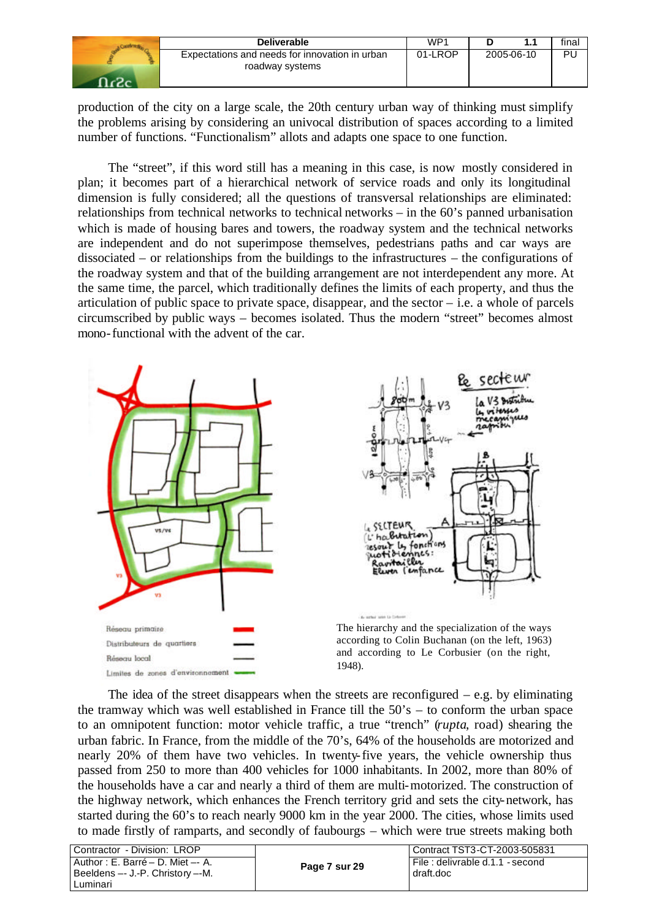production of the city on a large scale, the 20th century urban way of thinking must simplify the problems arising by considering an univocal distribution of spaces according to a limited number of functions. “Functionalism” allots and adapts one space to one function.

The “street”, if this word still has a meaning in this case, is now mostly considered in plan; it becomes part of a hierarchical network of service roads and only its longitudinal dimension is fully considered; all the questions of transversal relationships are eliminated: relationships from technical networks to technical networks – in the 60’s panned urbanisation which is made of housing bares and towers, the roadway system and the technical networks are independent and do not superimpose themselves, pedestrians paths and car ways are dissociated – or relationships from the buildings to the infrastructures – the configurations of the roadway system and that of the building arrangement are not interdependent any more. At the same time, the parcel, which traditionally defines the limits of each property, and thus the articulation of public space to private space, disappear, and the sector – i.e. a whole of parcels circumscribed by public ways – becomes isolated. Thus the modern “street” becomes almost mono-functional with the advent of the car.

Réseau primaire
Distributeurs de quartiers
Réseau local
Limites de zones d'environnement

The hierarchy and the specialization of the ways according to Colin Buchanan (on the left, 1963) and according to Le Corbusier (on the right, 1948).

The idea of the street disappears when the streets are reconfigured – e.g. by eliminating the tramway which was well established in France till the 50’s – to conform the urban space to an omnipotent function: motor vehicle traffic, a true “trench” (*rupta*, road) shearing the urban fabric. In France, from the middle of the 70’s, 64% of the households are motorized and nearly 20% of them have two vehicles. In twenty-five years, the vehicle ownership thus passed from 250 to more than 400 vehicles for 1000 inhabitants. In 2002, more than 80% of the households have a car and nearly a third of them are multi-motorized. The construction of the highway network, which enhances the French territory grid and sets the city-network, has started during the 60’s to reach nearly 9000 km in the year 2000. The cities, whose limits used to made firstly of ramparts, and secondly of faubourgs – which were true streets making both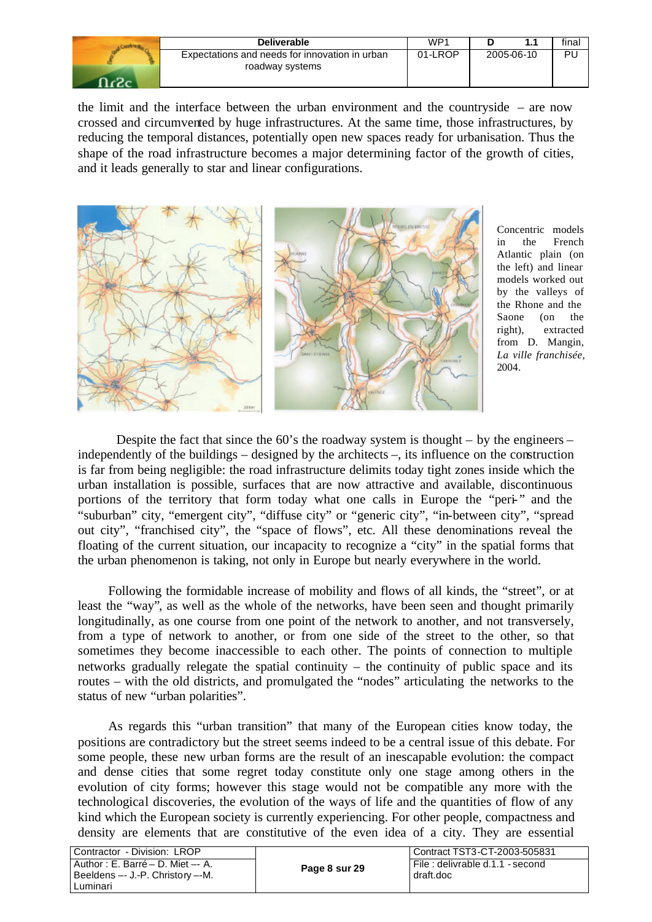the limit and the interface between the urban environment and the countryside – are now crossed and circumvented by huge infrastructures. At the same time, those infrastructures, by reducing the temporal distances, potentially open new spaces ready for urbanisation. Thus the shape of the road infrastructure becomes a major determining factor of the growth of cities, and it leads generally to star and linear configurations.

Concentric models in the French Atlantic plain (on the left) and linear models worked out by the valleys of the Rhone and the Saone (on the right), extracted from D. Mangin, *La ville franchisée*, 2004.

Despite the fact that since the 60's the roadway system is thought – by the engineers – independently of the buildings – designed by the architects –, its influence on the construction is far from being negligible: the road infrastructure delimits today tight zones inside which the urban installation is possible, surfaces that are now attractive and available, discontinuous portions of the territory that form today what one calls in Europe the "peri-" and the "suburban" city, "emergent city", "diffuse city" or "generic city", "in-between city", "spread out city", "franchised city", the "space of flows", etc. All these denominations reveal the floating of the current situation, our incapacity to recognize a "city" in the spatial forms that the urban phenomenon is taking, not only in Europe but nearly everywhere in the world.

Following the formidable increase of mobility and flows of all kinds, the "street", or at least the "way", as well as the whole of the networks, have been seen and thought primarily longitudinally, as one course from one point of the network to another, and not transversely, from a type of network to another, or from one side of the street to the other, so that sometimes they become inaccessible to each other. The points of connection to multiple networks gradually relegate the spatial continuity – the continuity of public space and its routes – with the old districts, and promulgated the "nodes" articulating the networks to the status of new "urban polarities".

As regards this "urban transition" that many of the European cities know today, the positions are contradictory but the street seems indeed to be a central issue of this debate. For some people, these new urban forms are the result of an inescapable evolution: the compact and dense cities that some regret today constitute only one stage among others in the evolution of city forms; however this stage would not be compatible any more with the technological discoveries, the evolution of the ways of life and the quantities of flow of any kind which the European society is currently experiencing. For other people, compactness and density are elements that are constitutive of the even idea of a city. They are essential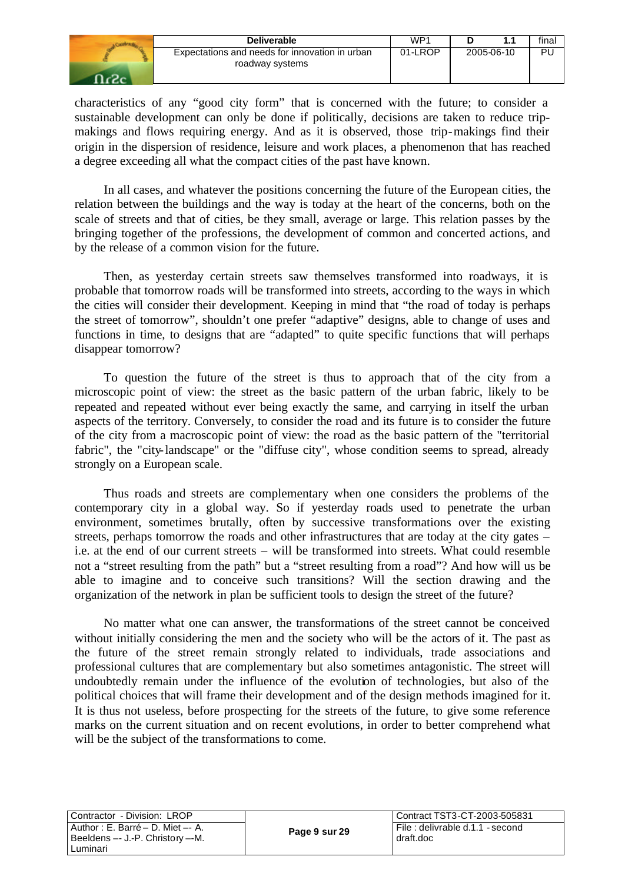characteristics of any "good city form" that is concerned with the future; to consider a sustainable development can only be done if politically, decisions are taken to reduce trip-makings and flows requiring energy. And as it is observed, those trip-makings find their origin in the dispersion of residence, leisure and work places, a phenomenon that has reached a degree exceeding all what the compact cities of the past have known.

In all cases, and whatever the positions concerning the future of the European cities, the relation between the buildings and the way is today at the heart of the concerns, both on the scale of streets and that of cities, be they small, average or large. This relation passes by the bringing together of the professions, the development of common and concerted actions, and by the release of a common vision for the future.

Then, as yesterday certain streets saw themselves transformed into roadways, it is probable that tomorrow roads will be transformed into streets, according to the ways in which the cities will consider their development. Keeping in mind that "the road of today is perhaps the street of tomorrow", shouldn't one prefer "adaptive" designs, able to change of uses and functions in time, to designs that are "adapted" to quite specific functions that will perhaps disappear tomorrow?

To question the future of the street is thus to approach that of the city from a microscopic point of view: the street as the basic pattern of the urban fabric, likely to be repeated and repeated without ever being exactly the same, and carrying in itself the urban aspects of the territory. Conversely, to consider the road and its future is to consider the future of the city from a macroscopic point of view: the road as the basic pattern of the "territorial fabric", the "city-landscape" or the "diffuse city", whose condition seems to spread, already strongly on a European scale.

Thus roads and streets are complementary when one considers the problems of the contemporary city in a global way. So if yesterday roads used to penetrate the urban environment, sometimes brutally, often by successive transformations over the existing streets, perhaps tomorrow the roads and other infrastructures that are today at the city gates – i.e. at the end of our current streets – will be transformed into streets. What could resemble not a "street resulting from the path" but a "street resulting from a road"? And how will us be able to imagine and to conceive such transitions? Will the section drawing and the organization of the network in plan be sufficient tools to design the street of the future?

No matter what one can answer, the transformations of the street cannot be conceived without initially considering the men and the society who will be the actors of it. The past as the future of the street remain strongly related to individuals, trade associations and professional cultures that are complementary but also sometimes antagonistic. The street will undoubtedly remain under the influence of the evolution of technologies, but also of the political choices that will frame their development and of the design methods imagined for it. It is thus not useless, before prospecting for the streets of the future, to give some reference marks on the current situation and on recent evolutions, in order to better comprehend what will be the subject of the transformations to come.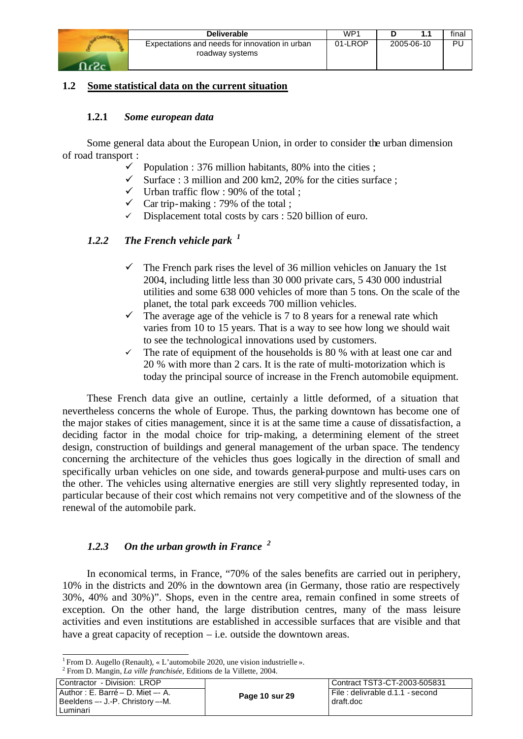## 1.2 Some statistical data on the current situation

### 1.2.1 *Some european data*

Some general data about the European Union, in order to consider the urban dimension of road transport :

- ✓ Population : 376 million habitants, 80% into the cities ;
- ✓ Surface : 3 million and 200 km2, 20% for the cities surface ;
- ✓ Urban traffic flow : 90% of the total ;
- ✓ Car trip-making : 79% of the total ;
- ✓ Displacement total costs by cars : 520 billion of euro.

### *1.2.2 The French vehicle park* [1]

- ✓ The French park rises the level of 36 million vehicles on January the 1st 2004, including little less than 30 000 private cars, 5 430 000 industrial utilities and some 638 000 vehicles of more than 5 tons. On the scale of the planet, the total park exceeds 700 million vehicles.
- ✓ The average age of the vehicle is 7 to 8 years for a renewal rate which varies from 10 to 15 years. That is a way to see how long we should wait to see the technological innovations used by customers.
- ✓ The rate of equipment of the households is 80 % with at least one car and 20 % with more than 2 cars. It is the rate of multi-motorization which is today the principal source of increase in the French automobile equipment.

These French data give an outline, certainly a little deformed, of a situation that nevertheless concerns the whole of Europe. Thus, the parking downtown has become one of the major stakes of cities management, since it is at the same time a cause of dissatisfaction, a deciding factor in the modal choice for trip-making, a determining element of the street design, construction of buildings and general management of the urban space. The tendency concerning the architecture of the vehicles thus goes logically in the direction of small and specifically urban vehicles on one side, and towards general-purpose and multi-uses cars on the other. The vehicles using alternative energies are still very slightly represented today, in particular because of their cost which remains not very competitive and of the slowness of the renewal of the automobile park.

### *1.2.3 On the urban growth in France* [2]

In economical terms, in France, "70% of the sales benefits are carried out in periphery, 10% in the districts and 20% in the downtown area (in Germany, those ratio are respectively 30%, 40% and 30%)". Shops, even in the centre area, remain confined in some streets of exception. On the other hand, the large distribution centres, many of the mass leisure activities and even institutions are established in accessible surfaces that are visible and that have a great capacity of reception – i.e. outside the downtown areas.

---

[1] From D. Augello (Renault), « L'automobile 2020, une vision industrielle ».

[2] From D. Mangin, *La ville franchisée*, Editions de la Villette, 2004.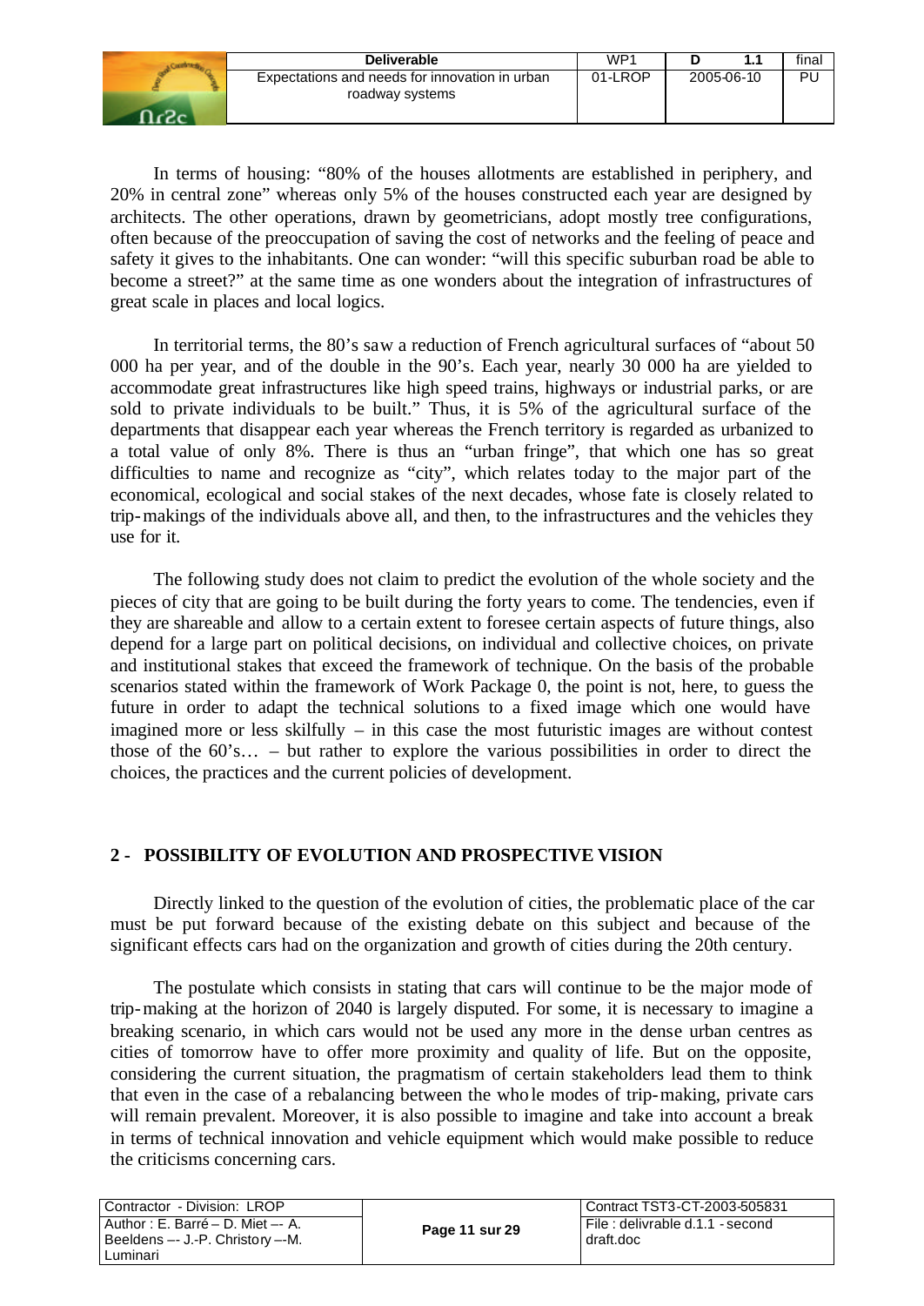In terms of housing: "80% of the houses allotments are established in periphery, and 20% in central zone" whereas only 5% of the houses constructed each year are designed by architects. The other operations, drawn by geometricians, adopt mostly tree configurations, often because of the preoccupation of saving the cost of networks and the feeling of peace and safety it gives to the inhabitants. One can wonder: "will this specific suburban road be able to become a street?" at the same time as one wonders about the integration of infrastructures of great scale in places and local logics.

In territorial terms, the 80's saw a reduction of French agricultural surfaces of "about 50 000 ha per year, and of the double in the 90's. Each year, nearly 30 000 ha are yielded to accommodate great infrastructures like high speed trains, highways or industrial parks, or are sold to private individuals to be built." Thus, it is 5% of the agricultural surface of the departments that disappear each year whereas the French territory is regarded as urbanized to a total value of only 8%. There is thus an "urban fringe", that which one has so great difficulties to name and recognize as "city", which relates today to the major part of the economical, ecological and social stakes of the next decades, whose fate is closely related to trip-makings of the individuals above all, and then, to the infrastructures and the vehicles they use for it.

The following study does not claim to predict the evolution of the whole society and the pieces of city that are going to be built during the forty years to come. The tendencies, even if they are shareable and allow to a certain extent to foresee certain aspects of future things, also depend for a large part on political decisions, on individual and collective choices, on private and institutional stakes that exceed the framework of technique. On the basis of the probable scenarios stated within the framework of Work Package 0, the point is not, here, to guess the future in order to adapt the technical solutions to a fixed image which one would have imagined more or less skilfully – in this case the most futuristic images are without contest those of the 60's… – but rather to explore the various possibilities in order to direct the choices, the practices and the current policies of development.

## 2 - POSSIBILITY OF EVOLUTION AND PROSPECTIVE VISION

Directly linked to the question of the evolution of cities, the problematic place of the car must be put forward because of the existing debate on this subject and because of the significant effects cars had on the organization and growth of cities during the 20th century.

The postulate which consists in stating that cars will continue to be the major mode of trip-making at the horizon of 2040 is largely disputed. For some, it is necessary to imagine a breaking scenario, in which cars would not be used any more in the dense urban centres as cities of tomorrow have to offer more proximity and quality of life. But on the opposite, considering the current situation, the pragmatism of certain stakeholders lead them to think that even in the case of a rebalancing between the whole modes of trip-making, private cars will remain prevalent. Moreover, it is also possible to imagine and take into account a break in terms of technical innovation and vehicle equipment which would make possible to reduce the criticisms concerning cars.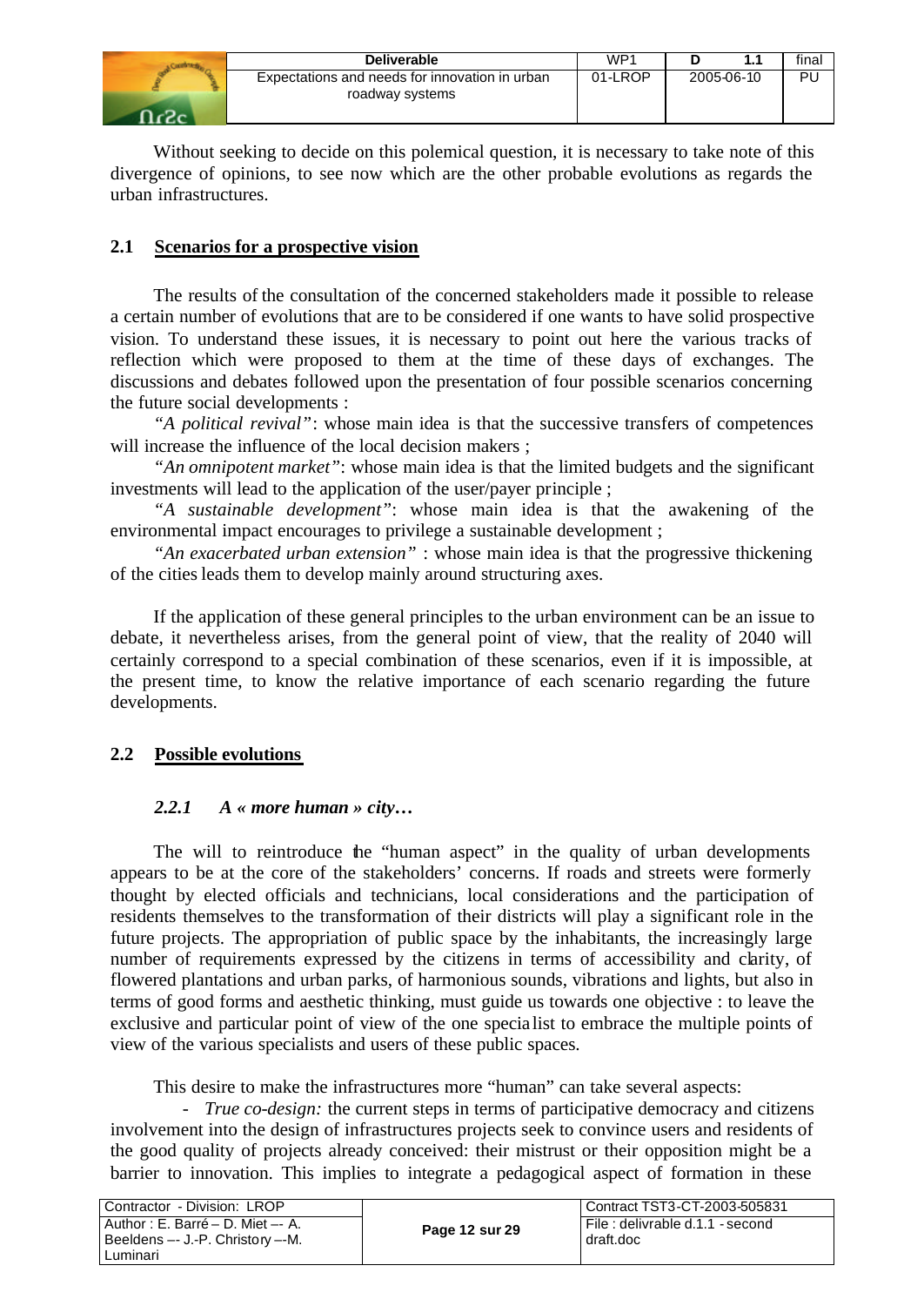Without seeking to decide on this polemical question, it is necessary to take note of this divergence of opinions, to see now which are the other probable evolutions as regards the urban infrastructures.

## 2.1 Scenarios for a prospective vision

The results of the consultation of the concerned stakeholders made it possible to release a certain number of evolutions that are to be considered if one wants to have solid prospective vision. To understand these issues, it is necessary to point out here the various tracks of reflection which were proposed to them at the time of these days of exchanges. The discussions and debates followed upon the presentation of four possible scenarios concerning the future social developments :

*"A political revival"*: whose main idea is that the successive transfers of competences will increase the influence of the local decision makers ;

*"An omnipotent market"*: whose main idea is that the limited budgets and the significant investments will lead to the application of the user/payer principle ;

*"A sustainable development"*: whose main idea is that the awakening of the environmental impact encourages to privilege a sustainable development ;

*"An exacerbated urban extension"* : whose main idea is that the progressive thickening of the cities leads them to develop mainly around structuring axes.

If the application of these general principles to the urban environment can be an issue to debate, it nevertheless arises, from the general point of view, that the reality of 2040 will certainly correspond to a special combination of these scenarios, even if it is impossible, at the present time, to know the relative importance of each scenario regarding the future developments.

## 2.2 Possible evolutions

### 2.2.1 A « more human » city…

The will to reintroduce the "human aspect" in the quality of urban developments appears to be at the core of the stakeholders' concerns. If roads and streets were formerly thought by elected officials and technicians, local considerations and the participation of residents themselves to the transformation of their districts will play a significant role in the future projects. The appropriation of public space by the inhabitants, the increasingly large number of requirements expressed by the citizens in terms of accessibility and clarity, of flowered plantations and urban parks, of harmonious sounds, vibrations and lights, but also in terms of good forms and aesthetic thinking, must guide us towards one objective : to leave the exclusive and particular point of view of the one specialist to embrace the multiple points of view of the various specialists and users of these public spaces.

This desire to make the infrastructures more "human" can take several aspects:

- *True co-design:* the current steps in terms of participative democracy and citizens involvement into the design of infrastructures projects seek to convince users and residents of the good quality of projects already conceived: their mistrust or their opposition might be a barrier to innovation. This implies to integrate a pedagogical aspect of formation in these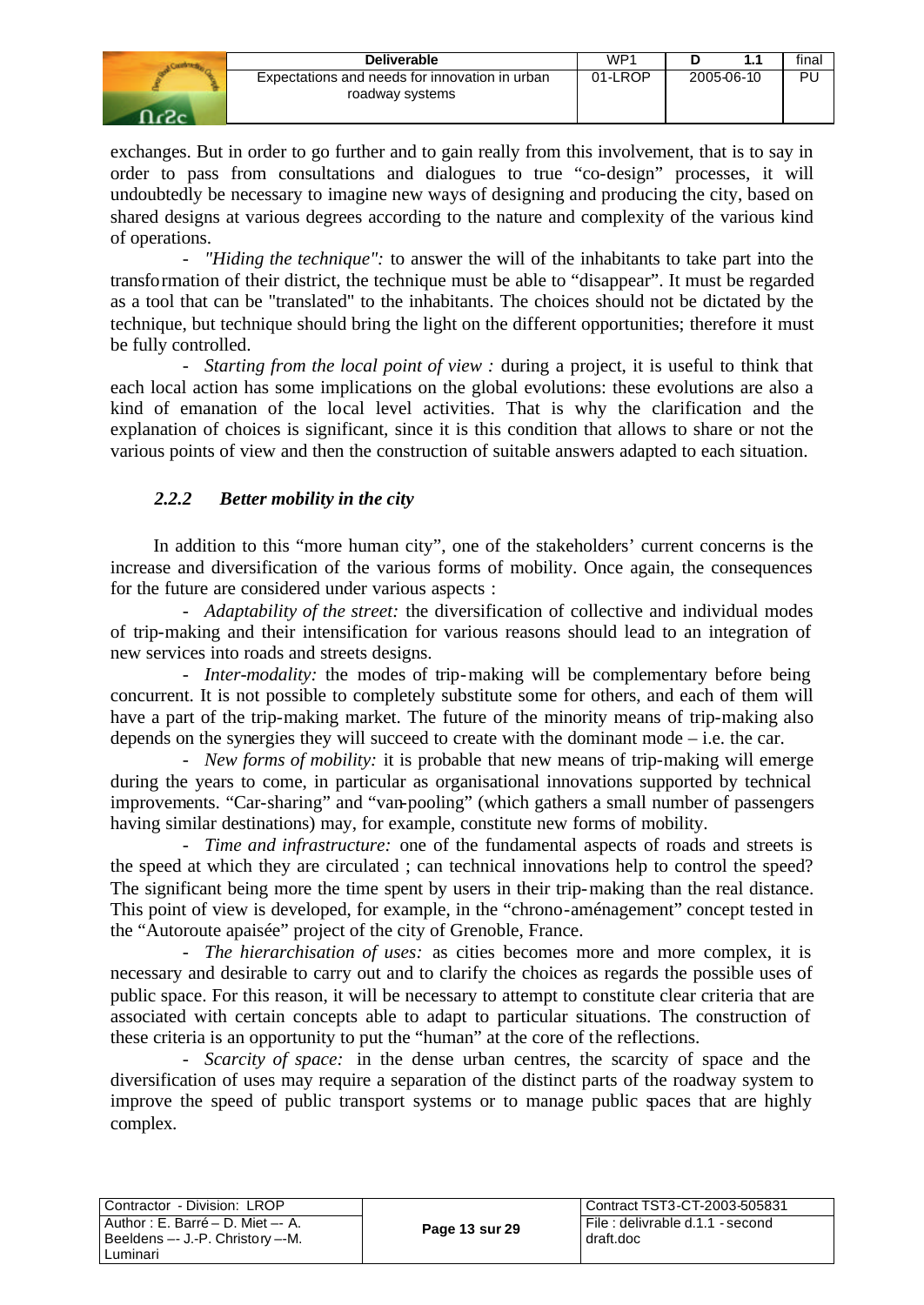exchanges. But in order to go further and to gain really from this involvement, that is to say in order to pass from consultations and dialogues to true "co-design" processes, it will undoubtedly be necessary to imagine new ways of designing and producing the city, based on shared designs at various degrees according to the nature and complexity of the various kind of operations.

- *"Hiding the technique":* to answer the will of the inhabitants to take part into the transformation of their district, the technique must be able to "disappear". It must be regarded as a tool that can be "translated" to the inhabitants. The choices should not be dictated by the technique, but technique should bring the light on the different opportunities; therefore it must be fully controlled.
- *Starting from the local point of view :* during a project, it is useful to think that each local action has some implications on the global evolutions: these evolutions are also a kind of emanation of the local level activities. That is why the clarification and the explanation of choices is significant, since it is this condition that allows to share or not the various points of view and then the construction of suitable answers adapted to each situation.

### *2.2.2 Better mobility in the city*

In addition to this "more human city", one of the stakeholders' current concerns is the increase and diversification of the various forms of mobility. Once again, the consequences for the future are considered under various aspects :

- *Adaptability of the street:* the diversification of collective and individual modes of trip-making and their intensification for various reasons should lead to an integration of new services into roads and streets designs.
- *Inter-modality:* the modes of trip-making will be complementary before being concurrent. It is not possible to completely substitute some for others, and each of them will have a part of the trip-making market. The future of the minority means of trip-making also depends on the synergies they will succeed to create with the dominant mode – i.e. the car.
- *New forms of mobility:* it is probable that new means of trip-making will emerge during the years to come, in particular as organisational innovations supported by technical improvements. "Car-sharing" and "van-pooling" (which gathers a small number of passengers having similar destinations) may, for example, constitute new forms of mobility.
- *Time and infrastructure:* one of the fundamental aspects of roads and streets is the speed at which they are circulated ; can technical innovations help to control the speed? The significant being more the time spent by users in their trip-making than the real distance. This point of view is developed, for example, in the "chrono-aménagement" concept tested in the "Autoroute apaisée" project of the city of Grenoble, France.
- *The hierarchisation of uses:* as cities becomes more and more complex, it is necessary and desirable to carry out and to clarify the choices as regards the possible uses of public space. For this reason, it will be necessary to attempt to constitute clear criteria that are associated with certain concepts able to adapt to particular situations. The construction of these criteria is an opportunity to put the "human" at the core of the reflections.
- *Scarcity of space:* in the dense urban centres, the scarcity of space and the diversification of uses may require a separation of the distinct parts of the roadway system to improve the speed of public transport systems or to manage public spaces that are highly complex.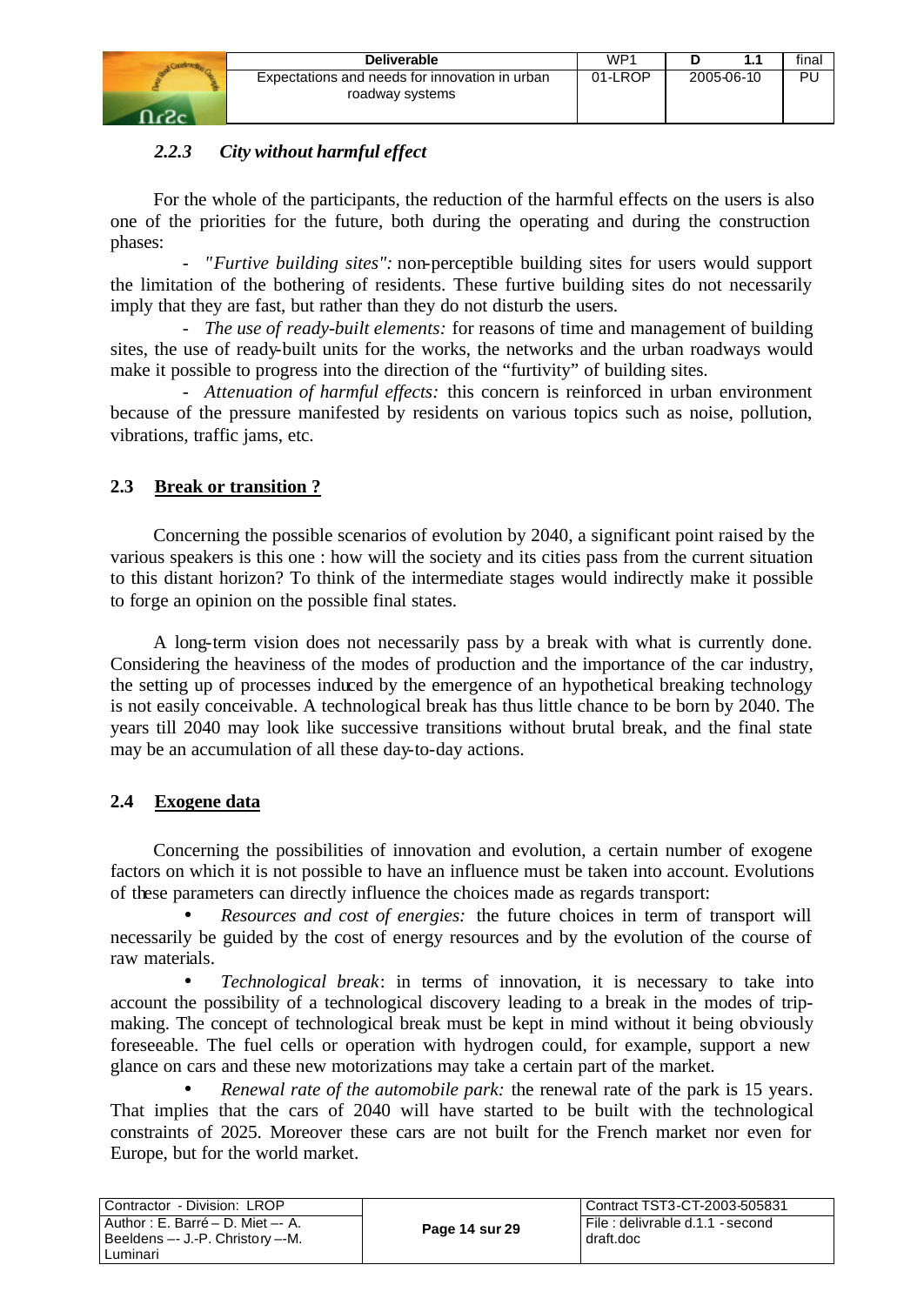### *2.2.3 City without harmful effect*

For the whole of the participants, the reduction of the harmful effects on the users is also one of the priorities for the future, both during the operating and during the construction phases:

- *"Furtive building sites":* non-perceptible building sites for users would support the limitation of the bothering of residents. These furtive building sites do not necessarily imply that they are fast, but rather than they do not disturb the users.
- *The use of ready-built elements:* for reasons of time and management of building sites, the use of ready-built units for the works, the networks and the urban roadways would make it possible to progress into the direction of the "furtivity" of building sites.
- *Attenuation of harmful effects:* this concern is reinforced in urban environment because of the pressure manifested by residents on various topics such as noise, pollution, vibrations, traffic jams, etc.

## 2.3 Break or transition ?

Concerning the possible scenarios of evolution by 2040, a significant point raised by the various speakers is this one : how will the society and its cities pass from the current situation to this distant horizon? To think of the intermediate stages would indirectly make it possible to forge an opinion on the possible final states.

A long-term vision does not necessarily pass by a break with what is currently done. Considering the heaviness of the modes of production and the importance of the car industry, the setting up of processes induced by the emergence of an hypothetical breaking technology is not easily conceivable. A technological break has thus little chance to be born by 2040. The years till 2040 may look like successive transitions without brutal break, and the final state may be an accumulation of all these day-to-day actions.

## 2.4 Exogene data

Concerning the possibilities of innovation and evolution, a certain number of exogene factors on which it is not possible to have an influence must be taken into account. Evolutions of these parameters can directly influence the choices made as regards transport:

- *Resources and cost of energies:* the future choices in term of transport will necessarily be guided by the cost of energy resources and by the evolution of the course of raw materials.
- *Technological break*: in terms of innovation, it is necessary to take into account the possibility of a technological discovery leading to a break in the modes of trip-making. The concept of technological break must be kept in mind without it being obviously foreseeable. The fuel cells or operation with hydrogen could, for example, support a new glance on cars and these new motorizations may take a certain part of the market.
- *Renewal rate of the automobile park:* the renewal rate of the park is 15 years. That implies that the cars of 2040 will have started to be built with the technological constraints of 2025. Moreover these cars are not built for the French market nor even for Europe, but for the world market.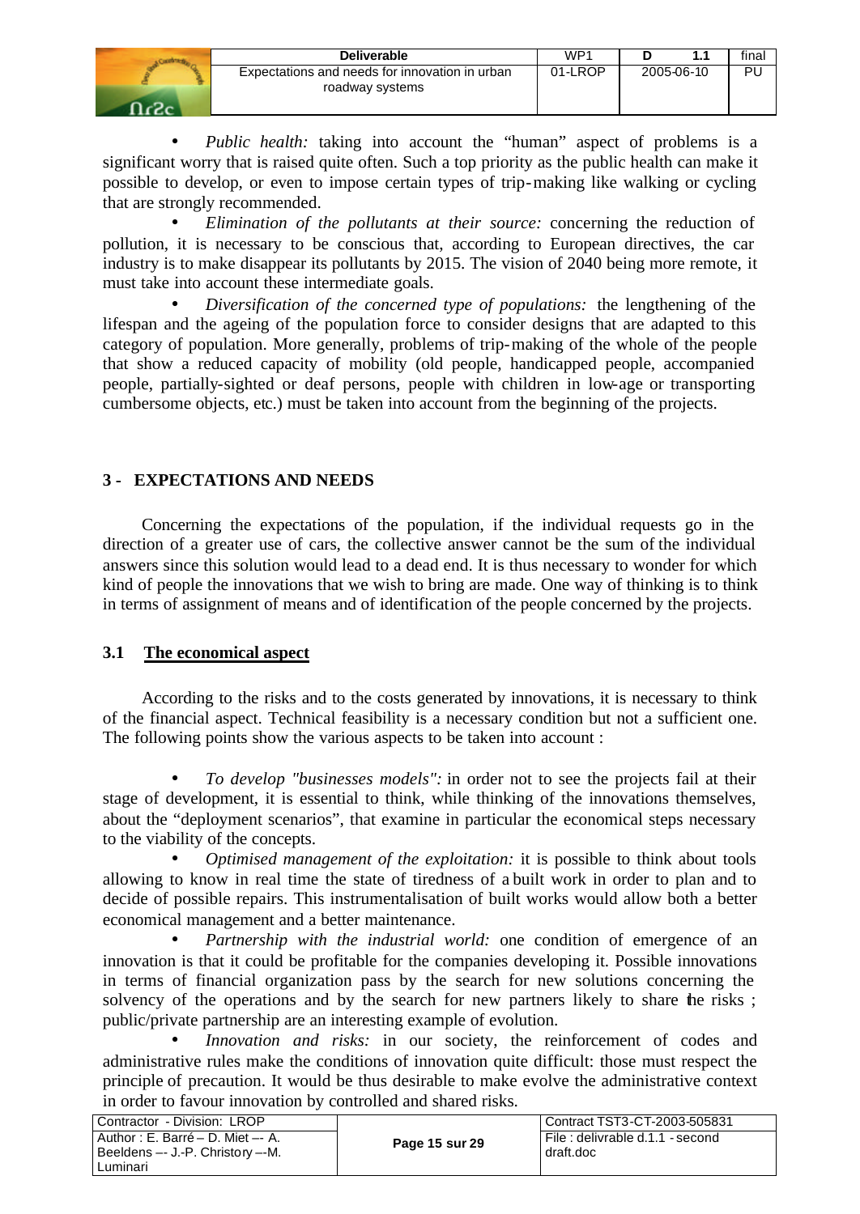- *Public health:* taking into account the "human" aspect of problems is a significant worry that is raised quite often. Such a top priority as the public health can make it possible to develop, or even to impose certain types of trip-making like walking or cycling that are strongly recommended.
- *Elimination of the pollutants at their source:* concerning the reduction of pollution, it is necessary to be conscious that, according to European directives, the car industry is to make disappear its pollutants by 2015. The vision of 2040 being more remote, it must take into account these intermediate goals.
- *Diversification of the concerned type of populations:* the lengthening of the lifespan and the ageing of the population force to consider designs that are adapted to this category of population. More generally, problems of trip-making of the whole of the people that show a reduced capacity of mobility (old people, handicapped people, accompanied people, partially-sighted or deaf persons, people with children in low-age or transporting cumbersome objects, etc.) must be taken into account from the beginning of the projects.

## 3 - EXPECTATIONS AND NEEDS

Concerning the expectations of the population, if the individual requests go in the direction of a greater use of cars, the collective answer cannot be the sum of the individual answers since this solution would lead to a dead end. It is thus necessary to wonder for which kind of people the innovations that we wish to bring are made. One way of thinking is to think in terms of assignment of means and of identification of the people concerned by the projects.

### 3.1 The economical aspect

According to the risks and to the costs generated by innovations, it is necessary to think of the financial aspect. Technical feasibility is a necessary condition but not a sufficient one. The following points show the various aspects to be taken into account :

- *To develop "businesses models":* in order not to see the projects fail at their stage of development, it is essential to think, while thinking of the innovations themselves, about the "deployment scenarios", that examine in particular the economical steps necessary to the viability of the concepts.
- *Optimised management of the exploitation:* it is possible to think about tools allowing to know in real time the state of tiredness of a built work in order to plan and to decide of possible repairs. This instrumentalisation of built works would allow both a better economical management and a better maintenance.
- *Partnership with the industrial world:* one condition of emergence of an innovation is that it could be profitable for the companies developing it. Possible innovations in terms of financial organization pass by the search for new solutions concerning the solvency of the operations and by the search for new partners likely to share the risks ; public/private partnership are an interesting example of evolution.
- *Innovation and risks:* in our society, the reinforcement of codes and administrative rules make the conditions of innovation quite difficult: those must respect the principle of precaution. It would be thus desirable to make evolve the administrative context in order to favour innovation by controlled and shared risks.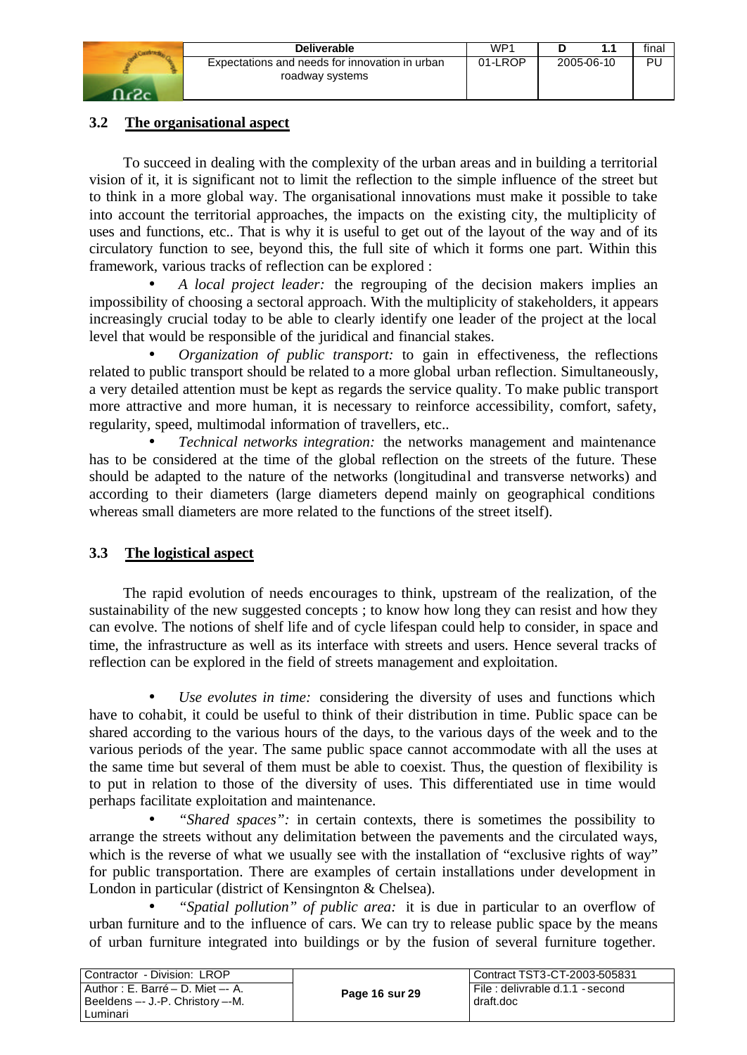## 3.2 The organisational aspect

To succeed in dealing with the complexity of the urban areas and in building a territorial vision of it, it is significant not to limit the reflection to the simple influence of the street but to think in a more global way. The organisational innovations must make it possible to take into account the territorial approaches, the impacts on the existing city, the multiplicity of uses and functions, etc.. That is why it is useful to get out of the layout of the way and of its circulatory function to see, beyond this, the full site of which it forms one part. Within this framework, various tracks of reflection can be explored :

- *A local project leader:* the regrouping of the decision makers implies an impossibility of choosing a sectoral approach. With the multiplicity of stakeholders, it appears increasingly crucial today to be able to clearly identify one leader of the project at the local level that would be responsible of the juridical and financial stakes.
- *Organization of public transport:* to gain in effectiveness, the reflections related to public transport should be related to a more global urban reflection. Simultaneously, a very detailed attention must be kept as regards the service quality. To make public transport more attractive and more human, it is necessary to reinforce accessibility, comfort, safety, regularity, speed, multimodal information of travellers, etc..
- *Technical networks integration:* the networks management and maintenance has to be considered at the time of the global reflection on the streets of the future. These should be adapted to the nature of the networks (longitudinal and transverse networks) and according to their diameters (large diameters depend mainly on geographical conditions whereas small diameters are more related to the functions of the street itself).

## 3.3 The logistical aspect

The rapid evolution of needs encourages to think, upstream of the realization, of the sustainability of the new suggested concepts ; to know how long they can resist and how they can evolve. The notions of shelf life and of cycle lifespan could help to consider, in space and time, the infrastructure as well as its interface with streets and users. Hence several tracks of reflection can be explored in the field of streets management and exploitation.

- *Use evolutes in time:* considering the diversity of uses and functions which have to cohabit, it could be useful to think of their distribution in time. Public space can be shared according to the various hours of the days, to the various days of the week and to the various periods of the year. The same public space cannot accommodate with all the uses at the same time but several of them must be able to coexist. Thus, the question of flexibility is to put in relation to those of the diversity of uses. This differentiated use in time would perhaps facilitate exploitation and maintenance.
- *"Shared spaces":* in certain contexts, there is sometimes the possibility to arrange the streets without any delimitation between the pavements and the circulated ways, which is the reverse of what we usually see with the installation of "exclusive rights of way" for public transportation. There are examples of certain installations under development in London in particular (district of Kensingnton & Chelsea).
- *"Spatial pollution" of public area:* it is due in particular to an overflow of urban furniture and to the influence of cars. We can try to release public space by the means of urban furniture integrated into buildings or by the fusion of several furniture together.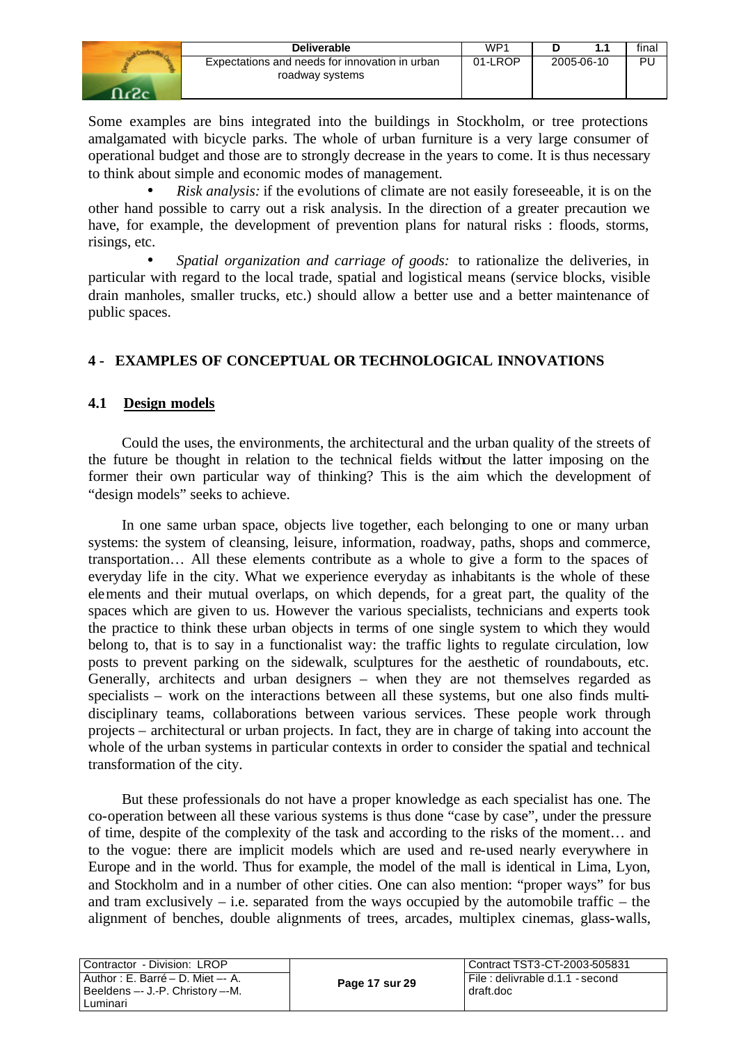Some examples are bins integrated into the buildings in Stockholm, or tree protections amalgamated with bicycle parks. The whole of urban furniture is a very large consumer of operational budget and those are to strongly decrease in the years to come. It is thus necessary to think about simple and economic modes of management.

- *Risk analysis:* if the evolutions of climate are not easily foreseeable, it is on the other hand possible to carry out a risk analysis. In the direction of a greater precaution we have, for example, the development of prevention plans for natural risks : floods, storms, risings, etc.
- *Spatial organization and carriage of goods:* to rationalize the deliveries, in particular with regard to the local trade, spatial and logistical means (service blocks, visible drain manholes, smaller trucks, etc.) should allow a better use and a better maintenance of public spaces.

## 4 - EXAMPLES OF CONCEPTUAL OR TECHNOLOGICAL INNOVATIONS

### 4.1 Design models

Could the uses, the environments, the architectural and the urban quality of the streets of the future be thought in relation to the technical fields without the latter imposing on the former their own particular way of thinking? This is the aim which the development of "design models" seeks to achieve.

In one same urban space, objects live together, each belonging to one or many urban systems: the system of cleansing, leisure, information, roadway, paths, shops and commerce, transportation… All these elements contribute as a whole to give a form to the spaces of everyday life in the city. What we experience everyday as inhabitants is the whole of these elements and their mutual overlaps, on which depends, for a great part, the quality of the spaces which are given to us. However the various specialists, technicians and experts took the practice to think these urban objects in terms of one single system to which they would belong to, that is to say in a functionalist way: the traffic lights to regulate circulation, low posts to prevent parking on the sidewalk, sculptures for the aesthetic of roundabouts, etc. Generally, architects and urban designers – when they are not themselves regarded as specialists – work on the interactions between all these systems, but one also finds multi-disciplinary teams, collaborations between various services. These people work through projects – architectural or urban projects. In fact, they are in charge of taking into account the whole of the urban systems in particular contexts in order to consider the spatial and technical transformation of the city.

But these professionals do not have a proper knowledge as each specialist has one. The co-operation between all these various systems is thus done "case by case", under the pressure of time, despite of the complexity of the task and according to the risks of the moment… and to the vogue: there are implicit models which are used and re-used nearly everywhere in Europe and in the world. Thus for example, the model of the mall is identical in Lima, Lyon, and Stockholm and in a number of other cities. One can also mention: "proper ways" for bus and tram exclusively – i.e. separated from the ways occupied by the automobile traffic – the alignment of benches, double alignments of trees, arcades, multiplex cinemas, glass-walls,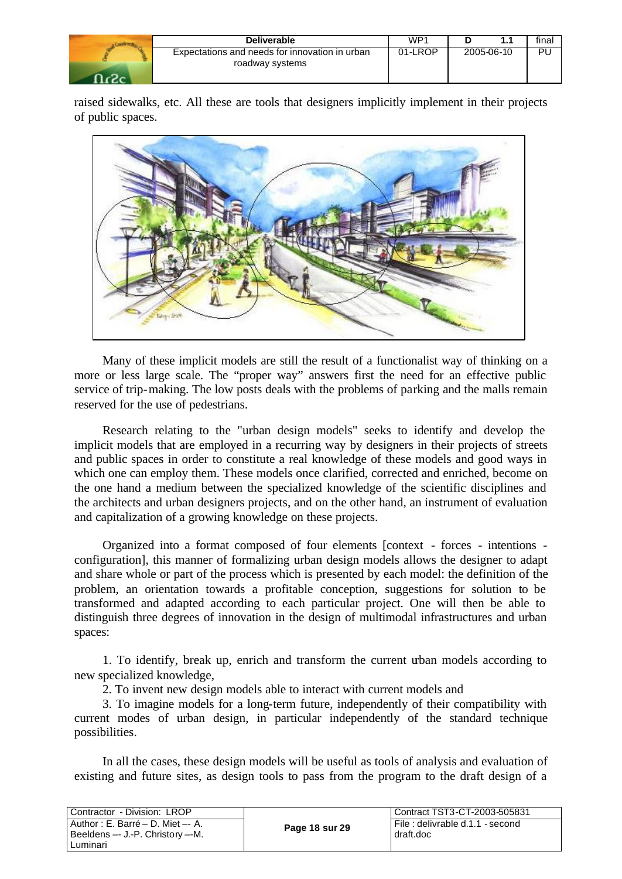raised sidewalks, etc. All these are tools that designers implicitly implement in their projects of public spaces.

Many of these implicit models are still the result of a functionalist way of thinking on a more or less large scale. The "proper way" answers first the need for an effective public service of trip-making. The low posts deals with the problems of parking and the malls remain reserved for the use of pedestrians.

Research relating to the "urban design models" seeks to identify and develop the implicit models that are employed in a recurring way by designers in their projects of streets and public spaces in order to constitute a real knowledge of these models and good ways in which one can employ them. These models once clarified, corrected and enriched, become on the one hand a medium between the specialized knowledge of the scientific disciplines and the architects and urban designers projects, and on the other hand, an instrument of evaluation and capitalization of a growing knowledge on these projects.

Organized into a format composed of four elements [context - forces - intentions - configuration], this manner of formalizing urban design models allows the designer to adapt and share whole or part of the process which is presented by each model: the definition of the problem, an orientation towards a profitable conception, suggestions for solution to be transformed and adapted according to each particular project. One will then be able to distinguish three degrees of innovation in the design of multimodal infrastructures and urban spaces:

1. To identify, break up, enrich and transform the current urban models according to new specialized knowledge,
2. To invent new design models able to interact with current models and
3. To imagine models for a long-term future, independently of their compatibility with current modes of urban design, in particular independently of the standard technique possibilities.

In all the cases, these design models will be useful as tools of analysis and evaluation of existing and future sites, as design tools to pass from the program to the draft design of a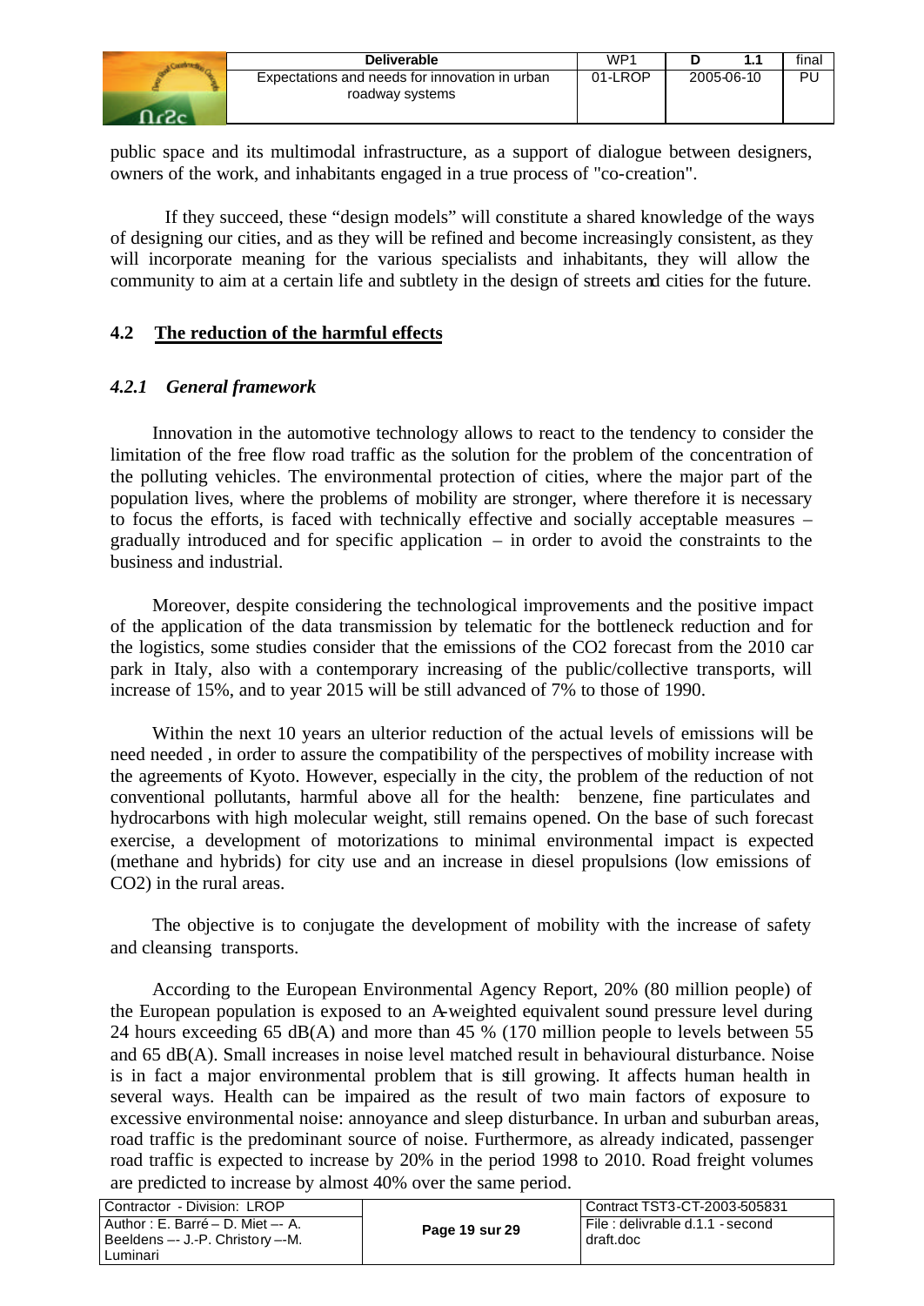public space and its multimodal infrastructure, as a support of dialogue between designers, owners of the work, and inhabitants engaged in a true process of "co-creation".

If they succeed, these "design models" will constitute a shared knowledge of the ways of designing our cities, and as they will be refined and become increasingly consistent, as they will incorporate meaning for the various specialists and inhabitants, they will allow the community to aim at a certain life and subtlety in the design of streets and cities for the future.

## 4.2 The reduction of the harmful effects

### *4.2.1 General framework*

Innovation in the automotive technology allows to react to the tendency to consider the limitation of the free flow road traffic as the solution for the problem of the concentration of the polluting vehicles. The environmental protection of cities, where the major part of the population lives, where the problems of mobility are stronger, where therefore it is necessary to focus the efforts, is faced with technically effective and socially acceptable measures – gradually introduced and for specific application – in order to avoid the constraints to the business and industrial.

Moreover, despite considering the technological improvements and the positive impact of the application of the data transmission by telematic for the bottleneck reduction and for the logistics, some studies consider that the emissions of the $CO_2$ forecast from the 2010 car park in Italy, also with a contemporary increasing of the public/collective transports, will increase of 15%, and to year 2015 will be still advanced of 7% to those of 1990.

Within the next 10 years an ulterior reduction of the actual levels of emissions will be need needed , in order to assure the compatibility of the perspectives of mobility increase with the agreements of Kyoto. However, especially in the city, the problem of the reduction of not conventional pollutants, harmful above all for the health: benzene, fine particulates and hydrocarbons with high molecular weight, still remains opened. On the base of such forecast exercise, a development of motorizations to minimal environmental impact is expected (methane and hybrids) for city use and an increase in diesel propulsions (low emissions of $CO_2$) in the rural areas.

The objective is to conjugate the development of mobility with the increase of safety and cleansing transports.

According to the European Environmental Agency Report, 20% (80 million people) of the European population is exposed to an A-weighted equivalent sound pressure level during 24 hours exceeding 65 dB(A) and more than 45 % (170 million people to levels between 55 and 65 dB(A). Small increases in noise level matched result in behavioural disturbance. Noise is in fact a major environmental problem that is still growing. It affects human health in several ways. Health can be impaired as the result of two main factors of exposure to excessive environmental noise: annoyance and sleep disturbance. In urban and suburban areas, road traffic is the predominant source of noise. Furthermore, as already indicated, passenger road traffic is expected to increase by 20% in the period 1998 to 2010. Road freight volumes are predicted to increase by almost 40% over the same period.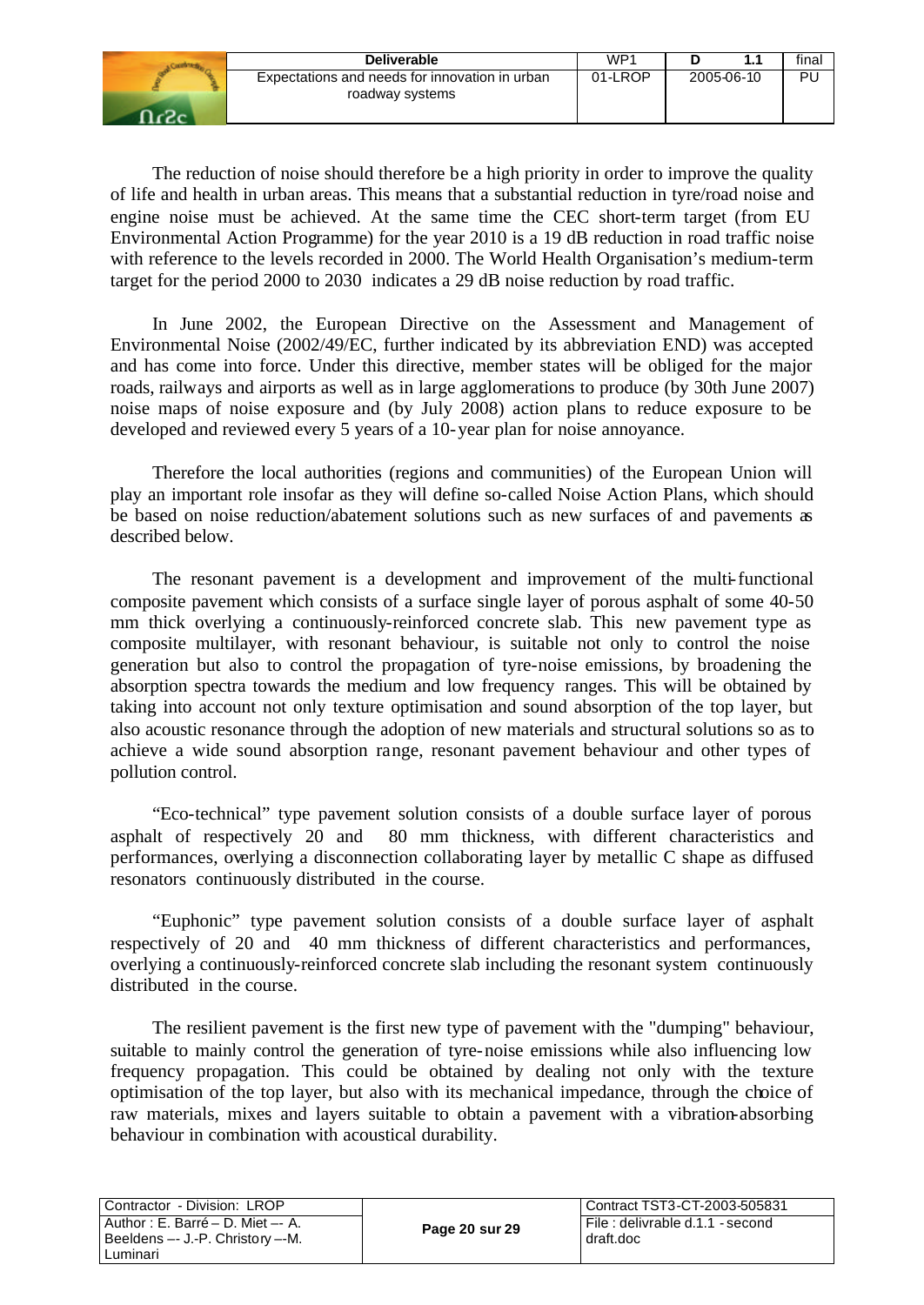The reduction of noise should therefore be a high priority in order to improve the quality of life and health in urban areas. This means that a substantial reduction in tyre/road noise and engine noise must be achieved. At the same time the CEC short-term target (from EU Environmental Action Programme) for the year 2010 is a 19 dB reduction in road traffic noise with reference to the levels recorded in 2000. The World Health Organisation's medium-term target for the period 2000 to 2030 indicates a 29 dB noise reduction by road traffic.

In June 2002, the European Directive on the Assessment and Management of Environmental Noise (2002/49/EC, further indicated by its abbreviation END) was accepted and has come into force. Under this directive, member states will be obliged for the major roads, railways and airports as well as in large agglomerations to produce (by 30th June 2007) noise maps of noise exposure and (by July 2008) action plans to reduce exposure to be developed and reviewed every 5 years of a 10-year plan for noise annoyance.

Therefore the local authorities (regions and communities) of the European Union will play an important role insofar as they will define so-called Noise Action Plans, which should be based on noise reduction/abatement solutions such as new surfaces of and pavements as described below.

The resonant pavement is a development and improvement of the multi-functional composite pavement which consists of a surface single layer of porous asphalt of some 40-50 mm thick overlying a continuously-reinforced concrete slab. This new pavement type as composite multilayer, with resonant behaviour, is suitable not only to control the noise generation but also to control the propagation of tyre-noise emissions, by broadening the absorption spectra towards the medium and low frequency ranges. This will be obtained by taking into account not only texture optimisation and sound absorption of the top layer, but also acoustic resonance through the adoption of new materials and structural solutions so as to achieve a wide sound absorption range, resonant pavement behaviour and other types of pollution control.

"Eco-technical" type pavement solution consists of a double surface layer of porous asphalt of respectively 20 and 80 mm thickness, with different characteristics and performances, overlying a disconnection collaborating layer by metallic C shape as diffused resonators continuously distributed in the course.

"Euphonic" type pavement solution consists of a double surface layer of asphalt respectively of 20 and 40 mm thickness of different characteristics and performances, overlying a continuously-reinforced concrete slab including the resonant system continuously distributed in the course.

The resilient pavement is the first new type of pavement with the "dumping" behaviour, suitable to mainly control the generation of tyre-noise emissions while also influencing low frequency propagation. This could be obtained by dealing not only with the texture optimisation of the top layer, but also with its mechanical impedance, through the choice of raw materials, mixes and layers suitable to obtain a pavement with a vibration-absorbing behaviour in combination with acoustical durability.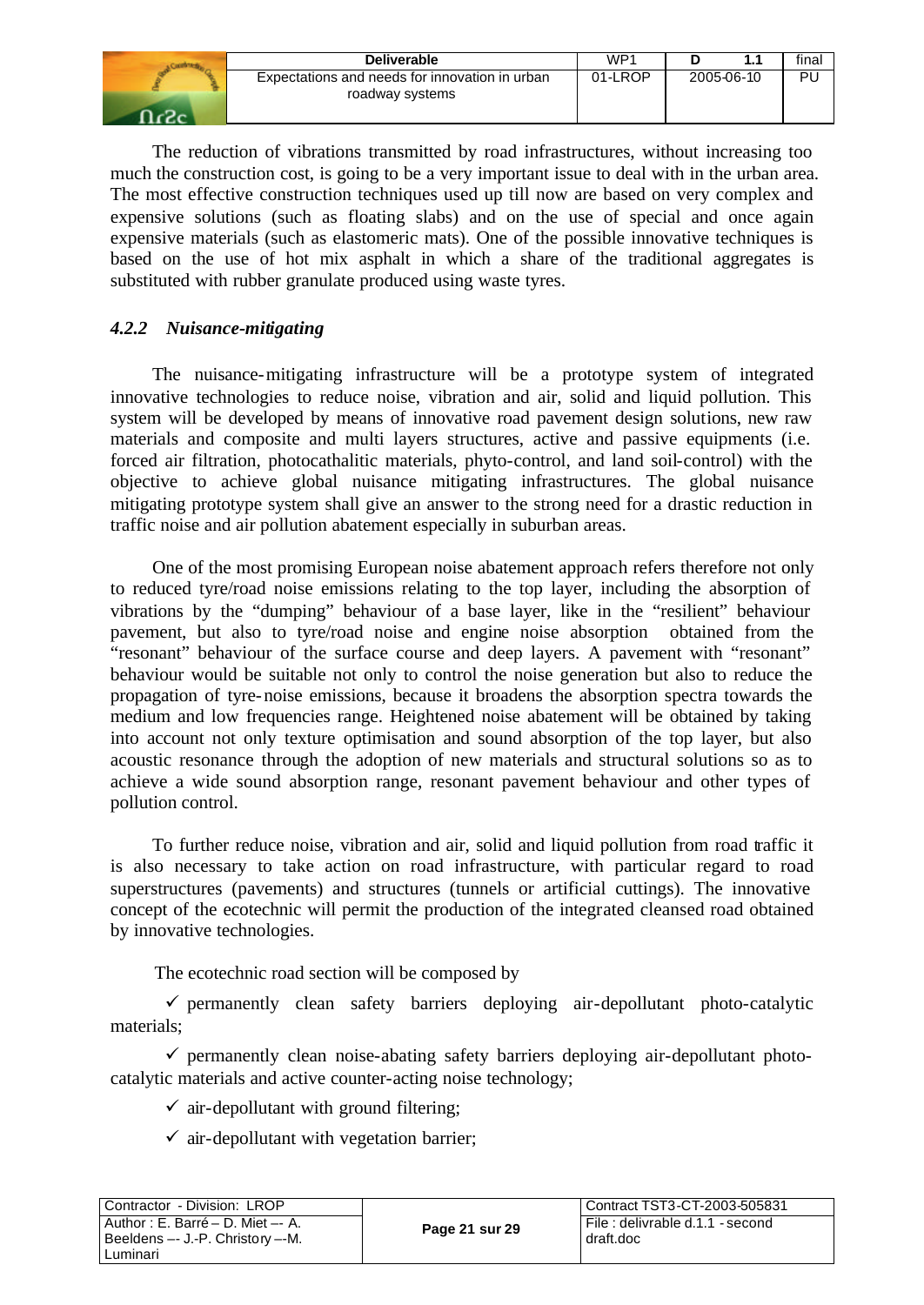The reduction of vibrations transmitted by road infrastructures, without increasing too much the construction cost, is going to be a very important issue to deal with in the urban area. The most effective construction techniques used up till now are based on very complex and expensive solutions (such as floating slabs) and on the use of special and once again expensive materials (such as elastomeric mats). One of the possible innovative techniques is based on the use of hot mix asphalt in which a share of the traditional aggregates is substituted with rubber granulate produced using waste tyres.

### *4.2.2 Nuisance-mitigating*

The nuisance-mitigating infrastructure will be a prototype system of integrated innovative technologies to reduce noise, vibration and air, solid and liquid pollution. This system will be developed by means of innovative road pavement design solutions, new raw materials and composite and multi layers structures, active and passive equipments (i.e. forced air filtration, photocathalitic materials, phyto-control, and land soil-control) with the objective to achieve global nuisance mitigating infrastructures. The global nuisance mitigating prototype system shall give an answer to the strong need for a drastic reduction in traffic noise and air pollution abatement especially in suburban areas.

One of the most promising European noise abatement approach refers therefore not only to reduced tyre/road noise emissions relating to the top layer, including the absorption of vibrations by the "dumping" behaviour of a base layer, like in the "resilient" behaviour pavement, but also to tyre/road noise and engine noise absorption obtained from the "resonant" behaviour of the surface course and deep layers. A pavement with "resonant" behaviour would be suitable not only to control the noise generation but also to reduce the propagation of tyre-noise emissions, because it broadens the absorption spectra towards the medium and low frequencies range. Heightened noise abatement will be obtained by taking into account not only texture optimisation and sound absorption of the top layer, but also acoustic resonance through the adoption of new materials and structural solutions so as to achieve a wide sound absorption range, resonant pavement behaviour and other types of pollution control.

To further reduce noise, vibration and air, solid and liquid pollution from road traffic it is also necessary to take action on road infrastructure, with particular regard to road superstructures (pavements) and structures (tunnels or artificial cuttings). The innovative concept of the ecotechnic will permit the production of the integrated cleansed road obtained by innovative technologies.

The ecotechnic road section will be composed by

- ✓ permanently clean safety barriers deploying air-depollutant photo-catalytic materials;
- ✓ permanently clean noise-abating safety barriers deploying air-depollutant photo-catalytic materials and active counter-acting noise technology;
- ✓ air-depollutant with ground filtering;
- ✓ air-depollutant with vegetation barrier;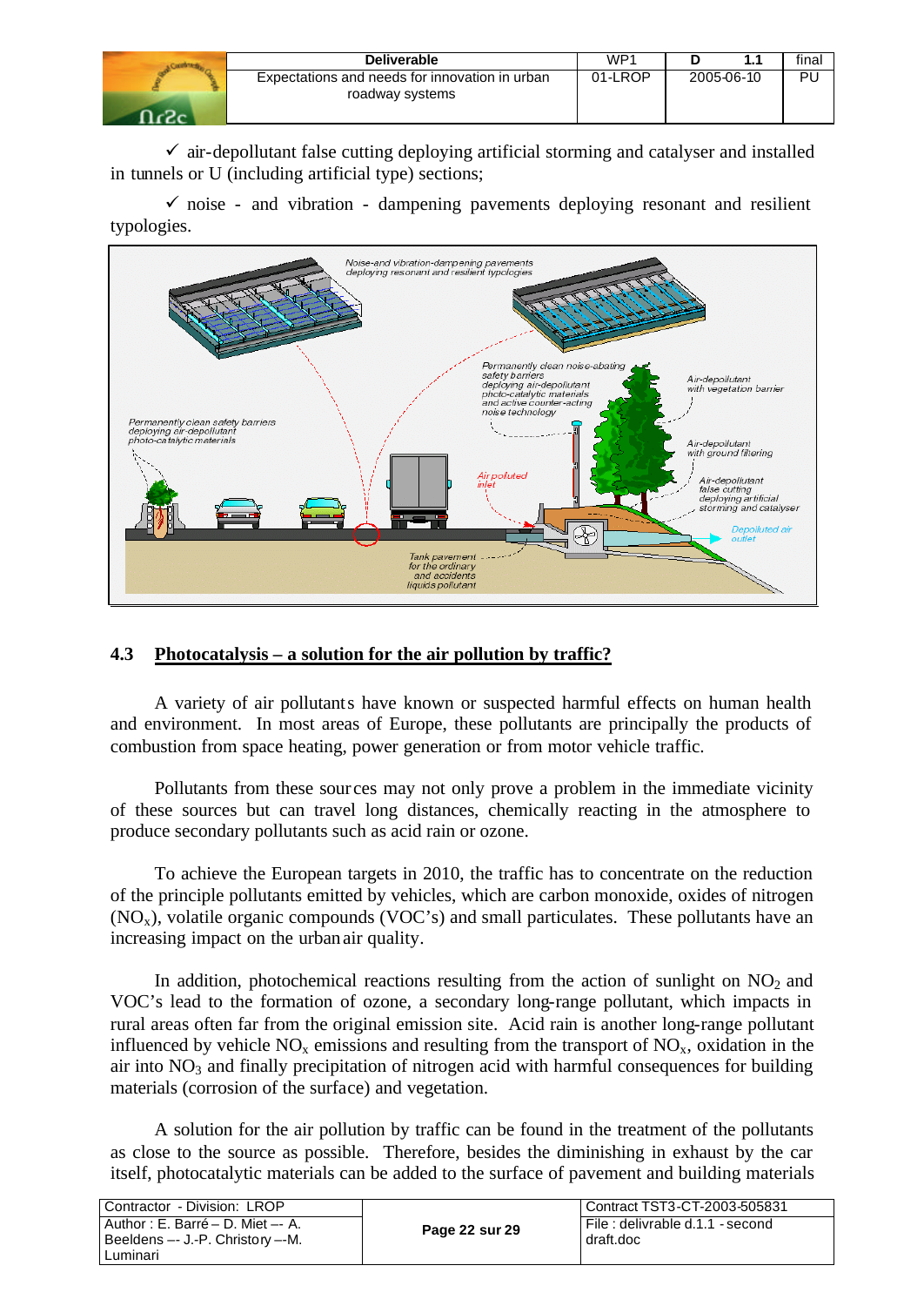✓ air-depollutant false cutting deploying artificial storming and catalyser and installed in tunnels or U (including artificial type) sections;

✓ noise - and vibration - dampening pavements deploying resonant and resilient typologies.

## 4.3 Photocatalysis – a solution for the air pollution by traffic?

A variety of air pollutants have known or suspected harmful effects on human health and environment. In most areas of Europe, these pollutants are principally the products of combustion from space heating, power generation or from motor vehicle traffic.

Pollutants from these sources may not only prove a problem in the immediate vicinity of these sources but can travel long distances, chemically reacting in the atmosphere to produce secondary pollutants such as acid rain or ozone.

To achieve the European targets in 2010, the traffic has to concentrate on the reduction of the principle pollutants emitted by vehicles, which are carbon monoxide, oxides of nitrogen ($NO_x$), volatile organic compounds (VOC's) and small particulates. These pollutants have an increasing impact on the urban air quality.

In addition, photochemical reactions resulting from the action of sunlight on $NO_2$ and VOC's lead to the formation of ozone, a secondary long-range pollutant, which impacts in rural areas often far from the original emission site. Acid rain is another long-range pollutant influenced by vehicle $NO_x$ emissions and resulting from the transport of $NO_x$, oxidation in the air into $NO_3$ and finally precipitation of nitrogen acid with harmful consequences for building materials (corrosion of the surface) and vegetation.

A solution for the air pollution by traffic can be found in the treatment of the pollutants as close to the source as possible. Therefore, besides the diminishing in exhaust by the car itself, photocatalytic materials can be added to the surface of pavement and building materials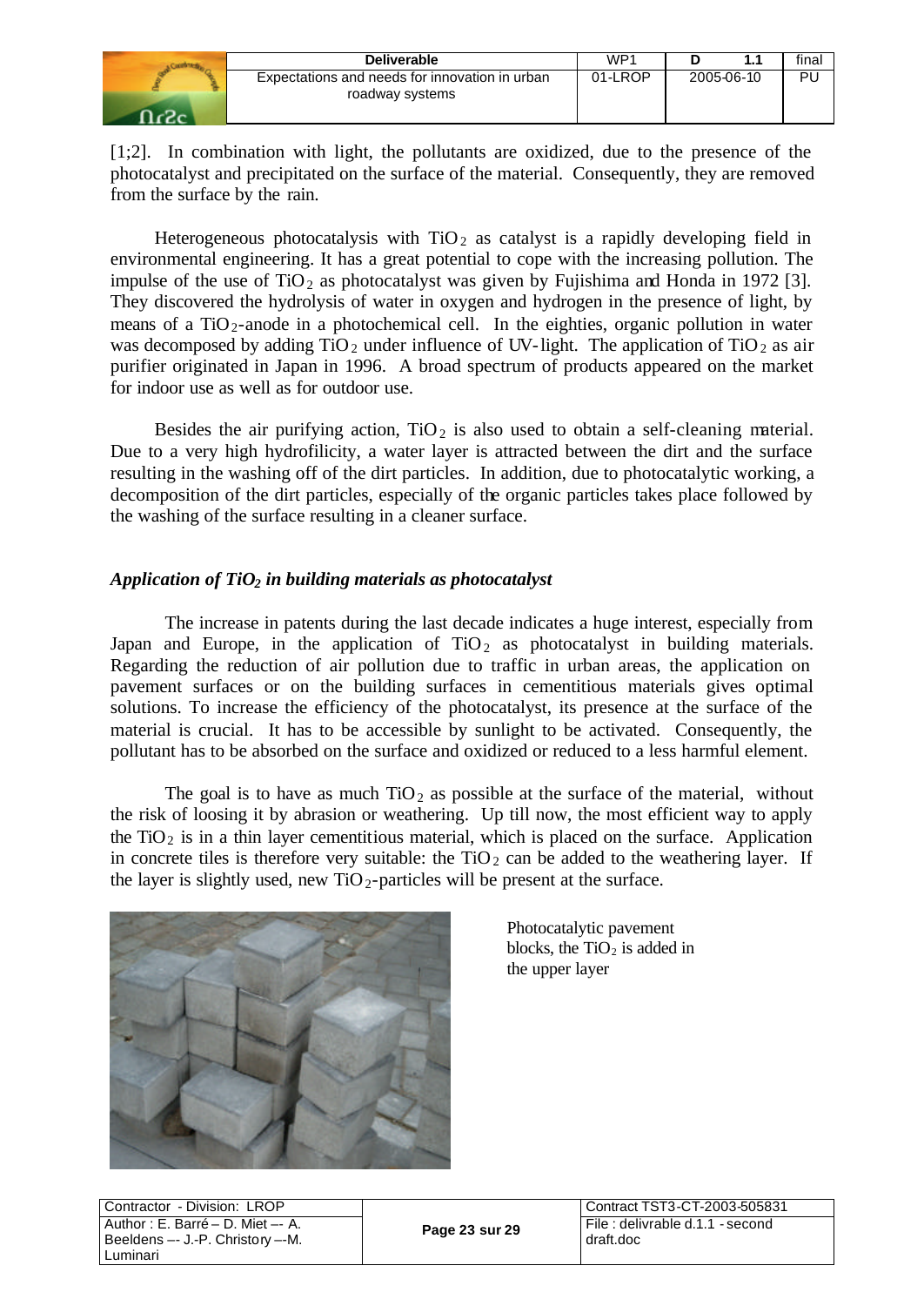[1;2]. In combination with light, the pollutants are oxidized, due to the presence of the photocatalyst and precipitated on the surface of the material. Consequently, they are removed from the surface by the rain.

Heterogeneous photocatalysis with $TiO_2$ as catalyst is a rapidly developing field in environmental engineering. It has a great potential to cope with the increasing pollution. The impulse of the use of $TiO_2$ as photocatalyst was given by Fujishima and Honda in 1972 [3]. They discovered the hydrolysis of water in oxygen and hydrogen in the presence of light, by means of a $TiO_2$-anode in a photochemical cell. In the eighties, organic pollution in water was decomposed by adding $TiO_2$ under influence of UV-light. The application of $TiO_2$ as air purifier originated in Japan in 1996. A broad spectrum of products appeared on the market for indoor use as well as for outdoor use.

Besides the air purifying action, $TiO_2$ is also used to obtain a self-cleaning material. Due to a very high hydrofilicity, a water layer is attracted between the dirt and the surface resulting in the washing off of the dirt particles. In addition, due to photocatalytic working, a decomposition of the dirt particles, especially of the organic particles takes place followed by the washing of the surface resulting in a cleaner surface.

### *Application of $TiO_2$ in building materials as photocatalyst*

The increase in patents during the last decade indicates a huge interest, especially from Japan and Europe, in the application of $TiO_2$ as photocatalyst in building materials. Regarding the reduction of air pollution due to traffic in urban areas, the application on pavement surfaces or on the building surfaces in cementitious materials gives optimal solutions. To increase the efficiency of the photocatalyst, its presence at the surface of the material is crucial. It has to be accessible by sunlight to be activated. Consequently, the pollutant has to be absorbed on the surface and oxidized or reduced to a less harmful element.

The goal is to have as much $TiO_2$ as possible at the surface of the material, without the risk of loosing it by abrasion or weathering. Up till now, the most efficient way to apply the $TiO_2$ is in a thin layer cementitious material, which is placed on the surface. Application in concrete tiles is therefore very suitable: the $TiO_2$ can be added to the weathering layer. If the layer is slightly used, new $TiO_2$-particles will be present at the surface.

Photocatalytic pavement blocks, the $TiO_2$ is added in the upper layer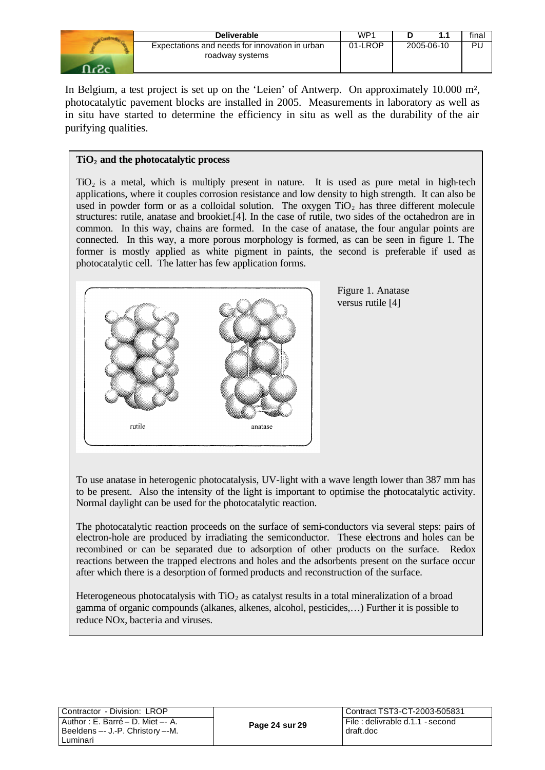In Belgium, a test project is set up on the 'Leien' of Antwerp. On approximately 10.000 m², photocatalytic pavement blocks are installed in 2005. Measurements in laboratory as well as in situ have started to determine the efficiency in situ as well as the durability of the air purifying qualities.

**$TiO_2$ and the photocatalytic process**

$TiO_2$ is a metal, which is multiply present in nature. It is used as pure metal in high-tech applications, where it couples corrosion resistance and low density to high strength. It can also be used in powder form or as a colloidal solution. The oxygen $TiO_2$ has three different molecule structures: rutile, anatase and brookiet.[4]. In the case of rutile, two sides of the octahedron are in common. In this way, chains are formed. In the case of anatase, the four angular points are connected. In this way, a more porous morphology is formed, as can be seen in figure 1. The former is mostly applied as white pigment in paints, the second is preferable if used as photocatalytic cell. The latter has few application forms.

Figure 1. Anatase versus rutile [4]

To use anatase in heterogenic photocatalysis, UV-light with a wave length lower than 387 mm has to be present. Also the intensity of the light is important to optimise the photocatalytic activity. Normal daylight can be used for the photocatalytic reaction.

The photocatalytic reaction proceeds on the surface of semi-conductors via several steps: pairs of electron-hole are produced by irradiating the semiconductor. These electrons and holes can be recombined or can be separated due to adsorption of other products on the surface. Redox reactions between the trapped electrons and holes and the adsorbents present on the surface occur after which there is a desorption of formed products and reconstruction of the surface.

Heterogeneous photocatalysis with $TiO_2$ as catalyst results in a total mineralization of a broad gamma of organic compounds (alkanes, alkenes, alcohol, pesticides,…) Further it is possible to reduce NOx, bacteria and viruses.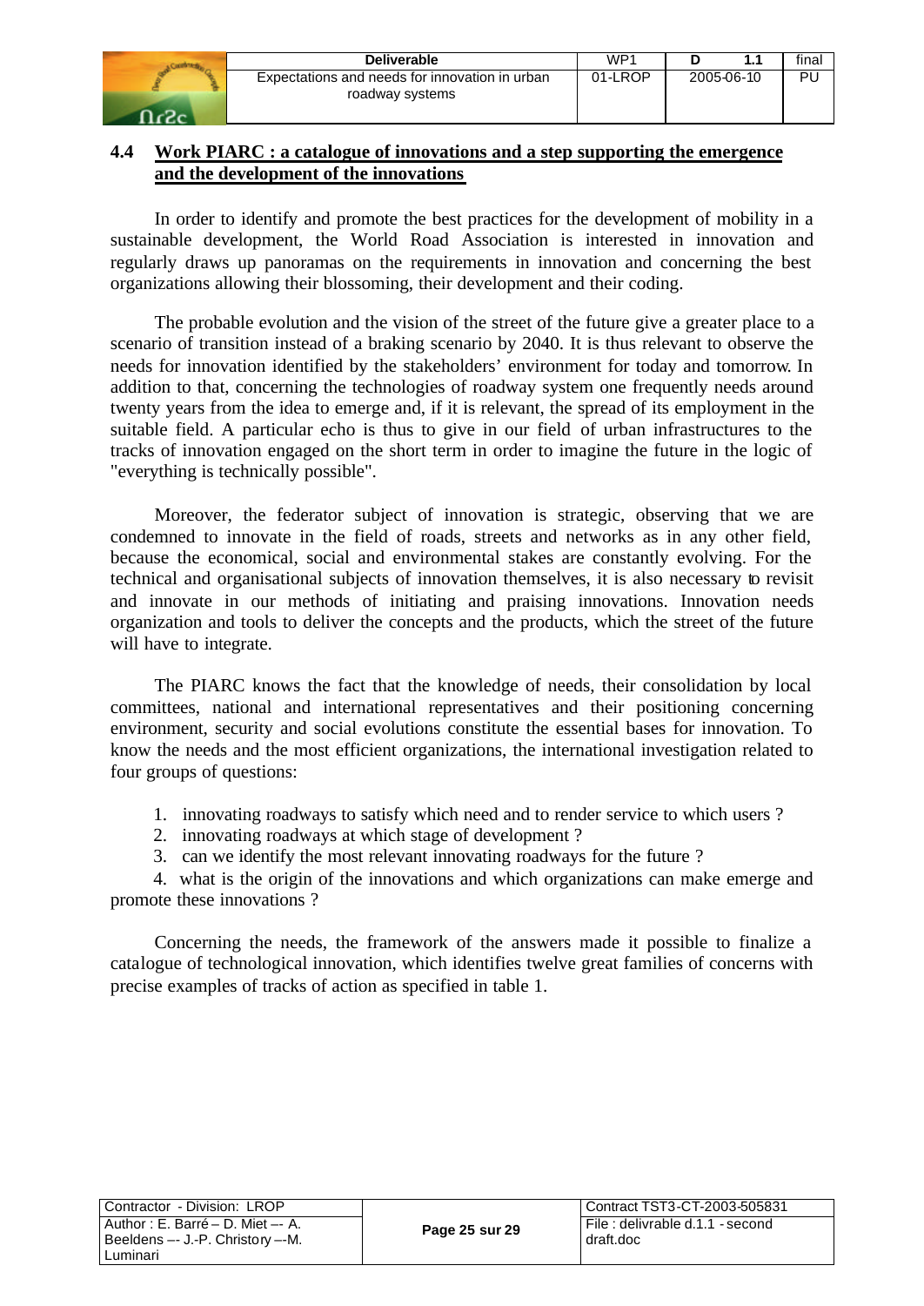## 4.4 Work PIARC : a catalogue of innovations and a step supporting the emergence and the development of the innovations

In order to identify and promote the best practices for the development of mobility in a sustainable development, the World Road Association is interested in innovation and regularly draws up panoramas on the requirements in innovation and concerning the best organizations allowing their blossoming, their development and their coding.

The probable evolution and the vision of the street of the future give a greater place to a scenario of transition instead of a braking scenario by 2040. It is thus relevant to observe the needs for innovation identified by the stakeholders' environment for today and tomorrow. In addition to that, concerning the technologies of roadway system one frequently needs around twenty years from the idea to emerge and, if it is relevant, the spread of its employment in the suitable field. A particular echo is thus to give in our field of urban infrastructures to the tracks of innovation engaged on the short term in order to imagine the future in the logic of "everything is technically possible".

Moreover, the federator subject of innovation is strategic, observing that we are condemned to innovate in the field of roads, streets and networks as in any other field, because the economical, social and environmental stakes are constantly evolving. For the technical and organisational subjects of innovation themselves, it is also necessary to revisit and innovate in our methods of initiating and praising innovations. Innovation needs organization and tools to deliver the concepts and the products, which the street of the future will have to integrate.

The PIARC knows the fact that the knowledge of needs, their consolidation by local committees, national and international representatives and their positioning concerning environment, security and social evolutions constitute the essential bases for innovation. To know the needs and the most efficient organizations, the international investigation related to four groups of questions:

1. innovating roadways to satisfy which need and to render service to which users ?
2. innovating roadways at which stage of development ?
3. can we identify the most relevant innovating roadways for the future ?
4. what is the origin of the innovations and which organizations can make emerge and promote these innovations ?

Concerning the needs, the framework of the answers made it possible to finalize a catalogue of technological innovation, which identifies twelve great families of concerns with precise examples of tracks of action as specified in table 1.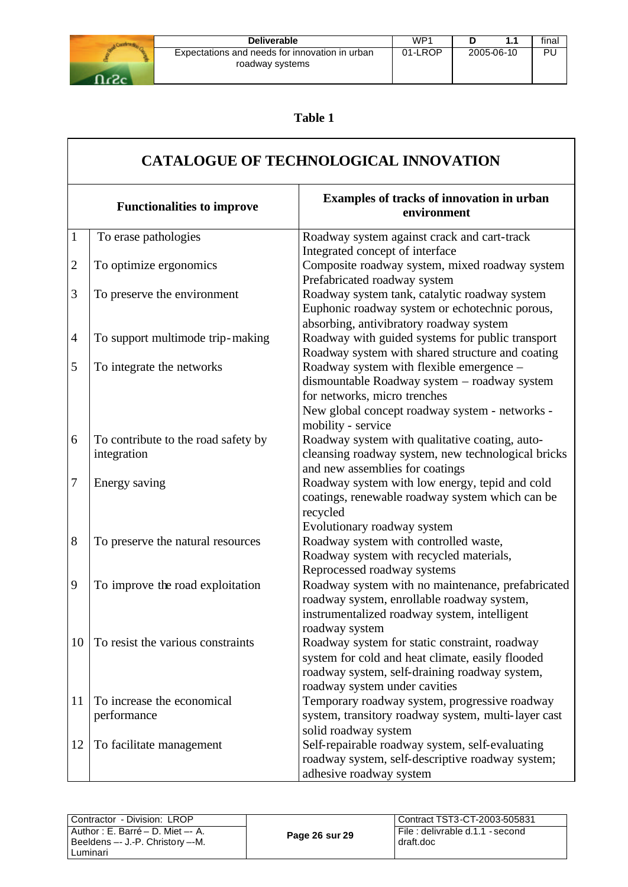**Table 1**

| CATALOGUE OF TECHNOLOGICAL INNOVATION | | |
|---|---|---|
| **Functionalities to improve** | | **Examples of tracks of innovation in urban environment** |
| 1 | To erase pathologies | Roadway system against crack and cart-track<br>Integrated concept of interface |
| 2 | To optimize ergonomics | Composite roadway system, mixed roadway system<br>Prefabricated roadway system |
| 3 | To preserve the environment | Roadway system tank, catalytic roadway system<br>Euphonic roadway system or echotechnic porous, absorbing, antivibratory roadway system |
| 4 | To support multimode trip-making | Roadway with guided systems for public transport<br>Roadway system with shared structure and coating |
| 5 | To integrate the networks | Roadway system with flexible emergence – dismountable Roadway system – roadway system for networks, micro trenches<br>New global concept roadway system - networks - mobility - service |
| 6 | To contribute to the road safety by integration | Roadway system with qualitative coating, auto-cleansing roadway system, new technological bricks and new assemblies for coatings |
| 7 | Energy saving | Roadway system with low energy, tepid and cold coatings, renewable roadway system which can be recycled<br>Evolutionary roadway system |
| 8 | To preserve the natural resources | Roadway system with controlled waste,<br>Roadway system with recycled materials,<br>Reprocessed roadway systems |
| 9 | To improve the road exploitation | Roadway system with no maintenance, prefabricated roadway system, enrollable roadway system, instrumentalized roadway system, intelligent roadway system |
| 10 | To resist the various constraints | Roadway system for static constraint, roadway system for cold and heat climate, easily flooded roadway system, self-draining roadway system, roadway system under cavities |
| 11 | To increase the economical performance | Temporary roadway system, progressive roadway system, transitory roadway system, multi-layer cast solid roadway system |
| 12 | To facilitate management | Self-repairable roadway system, self-evaluating roadway system, self-descriptive roadway system; adhesive roadway system |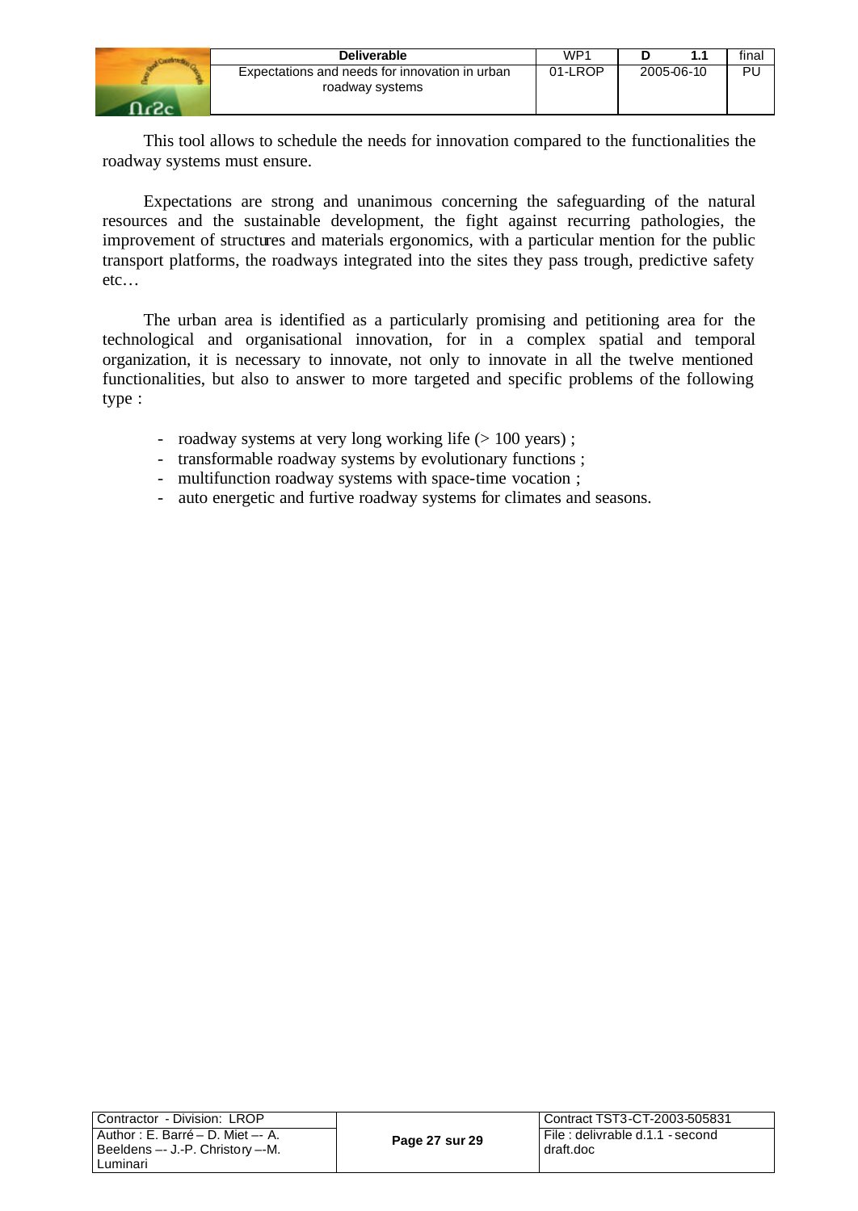This tool allows to schedule the needs for innovation compared to the functionalities the roadway systems must ensure.

Expectations are strong and unanimous concerning the safeguarding of the natural resources and the sustainable development, the fight against recurring pathologies, the improvement of structures and materials ergonomics, with a particular mention for the public transport platforms, the roadways integrated into the sites they pass trough, predictive safety etc…

The urban area is identified as a particularly promising and petitioning area for the technological and organisational innovation, for in a complex spatial and temporal organization, it is necessary to innovate, not only to innovate in all the twelve mentioned functionalities, but also to answer to more targeted and specific problems of the following type :

- roadway systems at very long working life (> 100 years) ;
- transformable roadway systems by evolutionary functions ;
- multifunction roadway systems with space-time vocation ;
- auto energetic and furtive roadway systems for climates and seasons.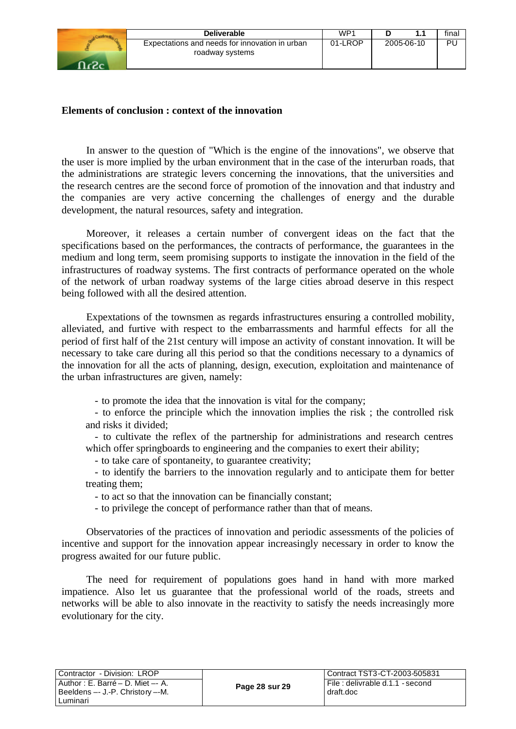**Elements of conclusion : context of the innovation**

In answer to the question of "Which is the engine of the innovations", we observe that the user is more implied by the urban environment that in the case of the interurban roads, that the administrations are strategic levers concerning the innovations, that the universities and the research centres are the second force of promotion of the innovation and that industry and the companies are very active concerning the challenges of energy and the durable development, the natural resources, safety and integration.

Moreover, it releases a certain number of convergent ideas on the fact that the specifications based on the performances, the contracts of performance, the guarantees in the medium and long term, seem promising supports to instigate the innovation in the field of the infrastructures of roadway systems. The first contracts of performance operated on the whole of the network of urban roadway systems of the large cities abroad deserve in this respect being followed with all the desired attention.

Expextations of the townsmen as regards infrastructures ensuring a controlled mobility, alleviated, and furtive with respect to the embarrassments and harmful effects for all the period of first half of the 21st century will impose an activity of constant innovation. It will be necessary to take care during all this period so that the conditions necessary to a dynamics of the innovation for all the acts of planning, design, execution, exploitation and maintenance of the urban infrastructures are given, namely:

- to promote the idea that the innovation is vital for the company;
- to enforce the principle which the innovation implies the risk ; the controlled risk and risks it divided;
- to cultivate the reflex of the partnership for administrations and research centres which offer springboards to engineering and the companies to exert their ability;
- to take care of spontaneity, to guarantee creativity;
- to identify the barriers to the innovation regularly and to anticipate them for better treating them;
- to act so that the innovation can be financially constant;
- to privilege the concept of performance rather than that of means.

Observatories of the practices of innovation and periodic assessments of the policies of incentive and support for the innovation appear increasingly necessary in order to know the progress awaited for our future public.

The need for requirement of populations goes hand in hand with more marked impatience. Also let us guarantee that the professional world of the roads, streets and networks will be able to also innovate in the reactivity to satisfy the needs increasingly more evolutionary for the city.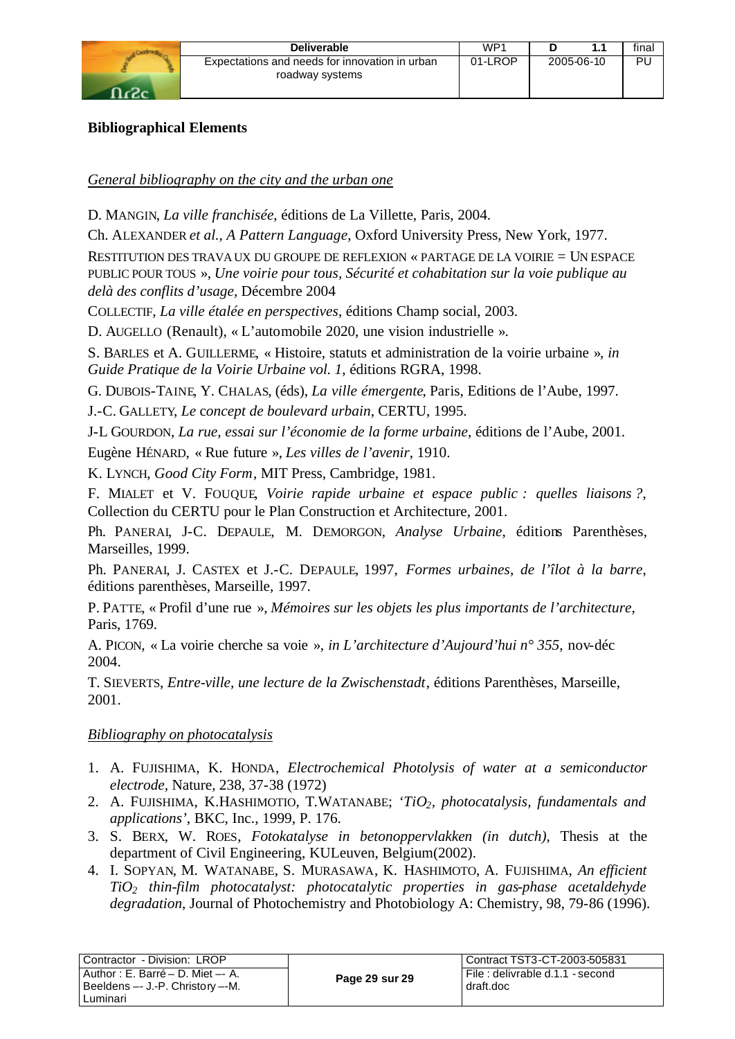**Bibliographical Elements**

*General bibliography on the city and the urban one*

D. MANGIN, *La ville franchisée*, éditions de La Villette, Paris, 2004.

Ch. ALEXANDER *et al.*, *A Pattern Language*, Oxford University Press, New York, 1977.

RESTITUTION DES TRAVAUX DU GROUPE DE REFLEXION « PARTAGE DE LA VOIRIE = UN ESPACE PUBLIC POUR TOUS », *Une voirie pour tous, Sécurité et cohabitation sur la voie publique au delà des conflits d'usage*, Décembre 2004

COLLECTIF, *La ville étalée en perspectives*, éditions Champ social, 2003.

D. AUGELLO (Renault), « L'automobile 2020, une vision industrielle ».

S. BARLES et A. GUILLERME, « Histoire, statuts et administration de la voirie urbaine », *in Guide Pratique de la Voirie Urbaine vol. 1*, éditions RGRA, 1998.

G. DUBOIS-TAINE, Y. CHALAS, (éds), *La ville émergente*, Paris, Editions de l'Aube, 1997.

J.-C. GALLETY, *Le concept de boulevard urbain*, CERTU, 1995.

J-L GOURDON, *La rue, essai sur l'économie de la forme urbaine*, éditions de l'Aube, 2001.

Eugène HÉNARD, « Rue future », *Les villes de l'avenir*, 1910.

K. LYNCH, *Good City Form*, MIT Press, Cambridge, 1981.

F. MIALET et V. FOUQUE, *Voirie rapide urbaine et espace public : quelles liaisons ?*, Collection du CERTU pour le Plan Construction et Architecture, 2001.

Ph. PANERAI, J-C. DEPAULE, M. DEMORGON, *Analyse Urbaine*, éditions Parenthèses, Marseilles, 1999.

Ph. PANERAI, J. CASTEX et J.-C. DEPAULE, 1997, *Formes urbaines, de l'îlot à la barre*, éditions parenthèses, Marseille, 1997.

P. PATTE, « Profil d'une rue », *Mémoires sur les objets les plus importants de l'architecture*, Paris, 1769.

A. PICON, « La voirie cherche sa voie », *in L'architecture d'Aujourd'hui n° 355*, nov-déc 2004.

T. SIEVERTS, *Entre-ville, une lecture de la Zwischenstadt*, éditions Parenthèses, Marseille, 2001.

*Bibliography on photocatalysis*

1. A. FUJISHIMA, K. HONDA, *Electrochemical Photolysis of water at a semiconductor electrode*, Nature, 238, 37-38 (1972)
2. A. FUJISHIMA, K.HASHIMOTIO, T.WATANABE; *'$TiO_2$, photocatalysis, fundamentals and applications'*, BKC, Inc., 1999, P. 176.
3. S. BERX, W. ROES, *Fotokatalyse in betonoppervlakken (in dutch)*, Thesis at the department of Civil Engineering, KULeuven, Belgium(2002).
4. I. SOPYAN, M. WATANABE, S. MURASAWA, K. HASHIMOTO, A. FUJISHIMA, *An efficient $TiO_2$ thin-film photocatalyst: photocatalytic properties in gas-phase acetaldehyde degradation*, Journal of Photochemistry and Photobiology A: Chemistry, 98, 79-86 (1996).